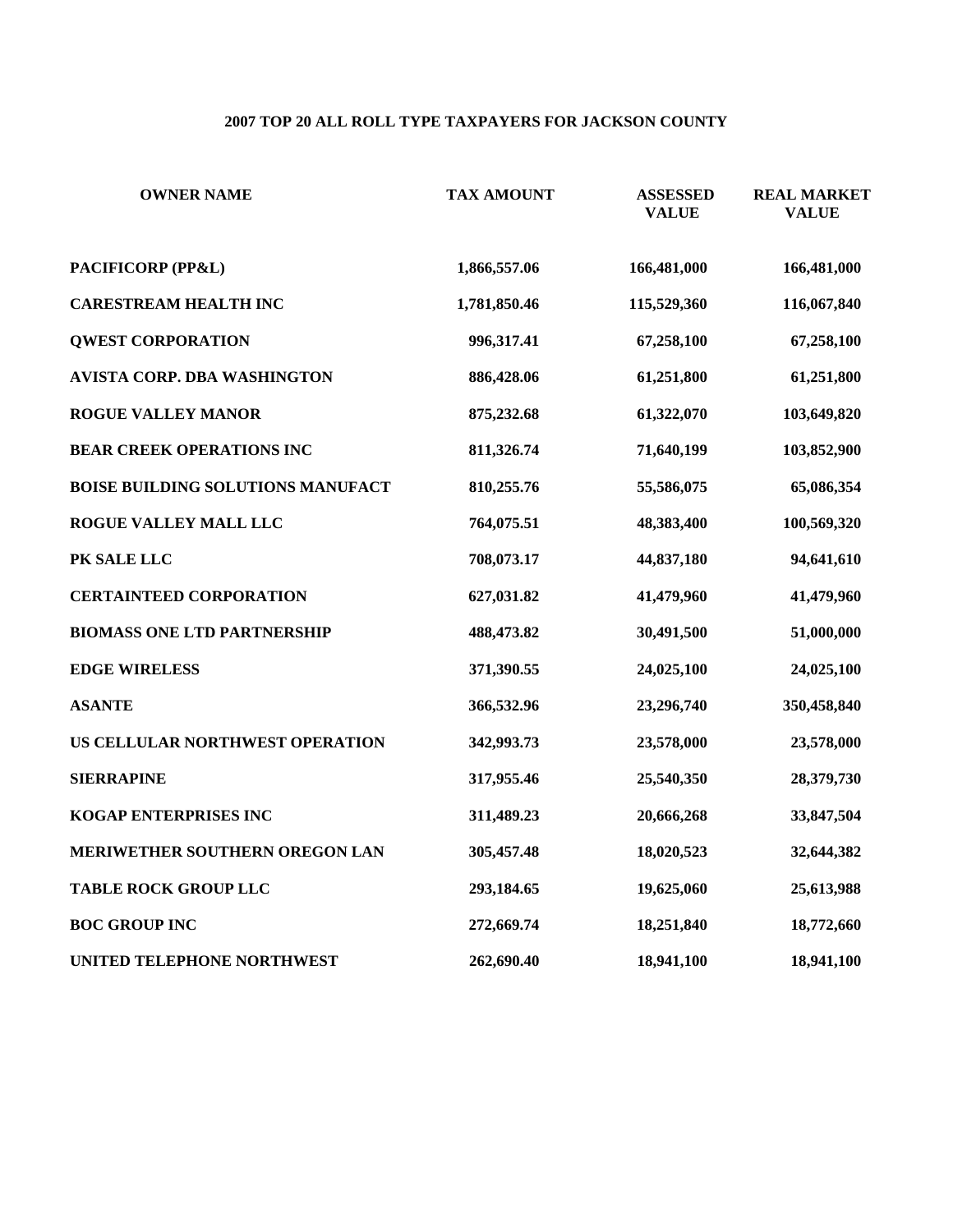# 2007 TOP 20 ALL ROLL TYPE TAXPAYERS FOR JACKSON COUNTY

| OWNER NAME | TAX AMOUNT | ASSESSED VALUE | REAL MARKET VALUE |
|---|---|---|---|
| PACIFICORP (PP&L) | 1,866,557.06 | 166,481,000 | 166,481,000 |
| CARESTREAM HEALTH INC | 1,781,850.46 | 115,529,360 | 116,067,840 |
| QWEST CORPORATION | 996,317.41 | 67,258,100 | 67,258,100 |
| AVISTA CORP. DBA WASHINGTON | 886,428.06 | 61,251,800 | 61,251,800 |
| ROGUE VALLEY MANOR | 875,232.68 | 61,322,070 | 103,649,820 |
| BEAR CREEK OPERATIONS INC | 811,326.74 | 71,640,199 | 103,852,900 |
| BOISE BUILDING SOLUTIONS MANUFACT | 810,255.76 | 55,586,075 | 65,086,354 |
| ROGUE VALLEY MALL LLC | 764,075.51 | 48,383,400 | 100,569,320 |
| PK SALE LLC | 708,073.17 | 44,837,180 | 94,641,610 |
| CERTAINTEED CORPORATION | 627,031.82 | 41,479,960 | 41,479,960 |
| BIOMASS ONE LTD PARTNERSHIP | 488,473.82 | 30,491,500 | 51,000,000 |
| EDGE WIRELESS | 371,390.55 | 24,025,100 | 24,025,100 |
| ASANTE | 366,532.96 | 23,296,740 | 350,458,840 |
| US CELLULAR NORTHWEST OPERATION | 342,993.73 | 23,578,000 | 23,578,000 |
| SIERRAPINE | 317,955.46 | 25,540,350 | 28,379,730 |
| KOGAP ENTERPRISES INC | 311,489.23 | 20,666,268 | 33,847,504 |
| MERIWETHER SOUTHERN OREGON LAN | 305,457.48 | 18,020,523 | 32,644,382 |
| TABLE ROCK GROUP LLC | 293,184.65 | 19,625,060 | 25,613,988 |
| BOC GROUP INC | 272,669.74 | 18,251,840 | 18,772,660 |
| UNITED TELEPHONE NORTHWEST | 262,690.40 | 18,941,100 | 18,941,100 |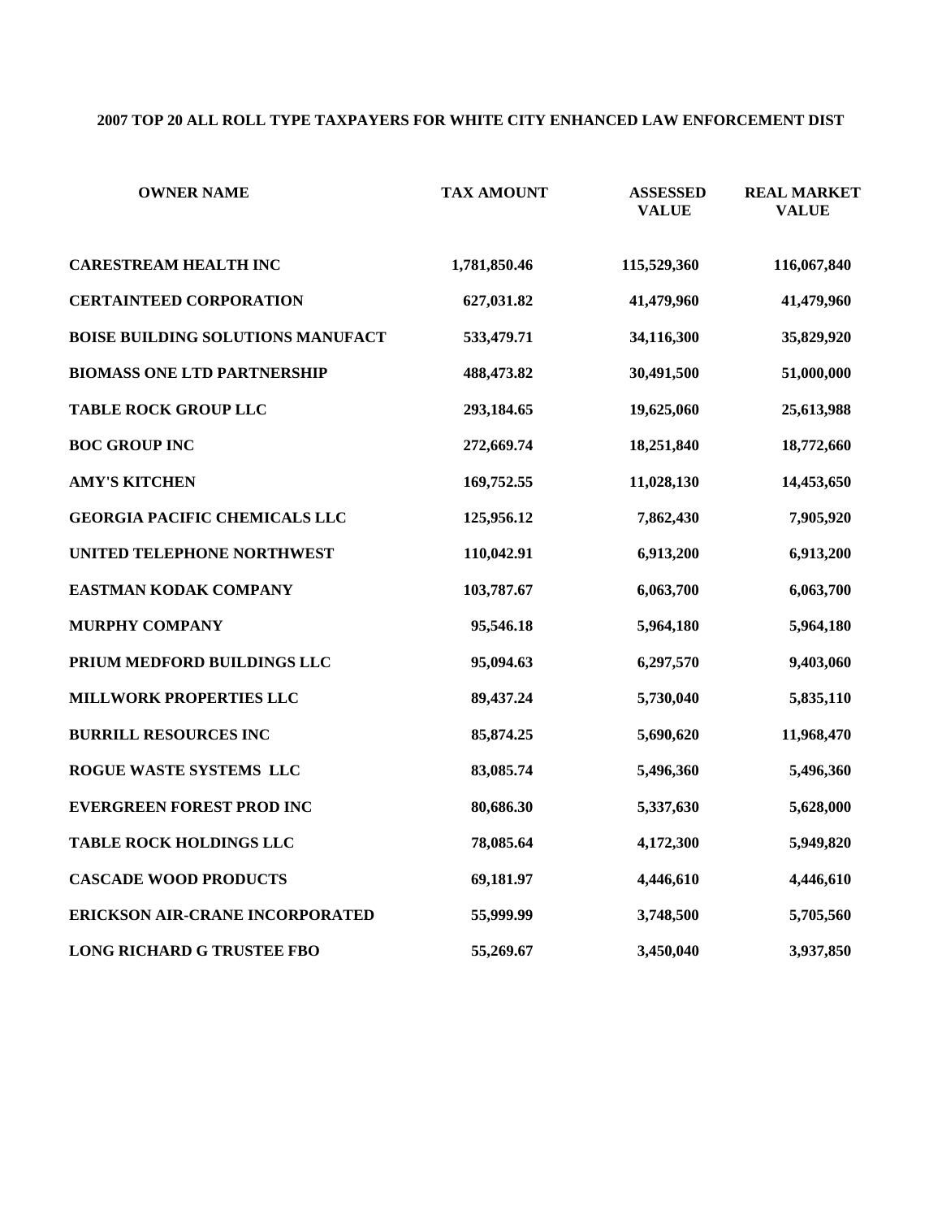**2007 TOP 20 ALL ROLL TYPE TAXPAYERS FOR WHITE CITY ENHANCED LAW ENFORCEMENT DIST**

| OWNER NAME | TAX AMOUNT | ASSESSED VALUE | REAL MARKET VALUE |
|---|---|---|---|
| CARESTREAM HEALTH INC | 1,781,850.46 | 115,529,360 | 116,067,840 |
| CERTAINTEED CORPORATION | 627,031.82 | 41,479,960 | 41,479,960 |
| BOISE BUILDING SOLUTIONS MANUFACT | 533,479.71 | 34,116,300 | 35,829,920 |
| BIOMASS ONE LTD PARTNERSHIP | 488,473.82 | 30,491,500 | 51,000,000 |
| TABLE ROCK GROUP LLC | 293,184.65 | 19,625,060 | 25,613,988 |
| BOC GROUP INC | 272,669.74 | 18,251,840 | 18,772,660 |
| AMY'S KITCHEN | 169,752.55 | 11,028,130 | 14,453,650 |
| GEORGIA PACIFIC CHEMICALS LLC | 125,956.12 | 7,862,430 | 7,905,920 |
| UNITED TELEPHONE NORTHWEST | 110,042.91 | 6,913,200 | 6,913,200 |
| EASTMAN KODAK COMPANY | 103,787.67 | 6,063,700 | 6,063,700 |
| MURPHY COMPANY | 95,546.18 | 5,964,180 | 5,964,180 |
| PRIUM MEDFORD BUILDINGS LLC | 95,094.63 | 6,297,570 | 9,403,060 |
| MILLWORK PROPERTIES LLC | 89,437.24 | 5,730,040 | 5,835,110 |
| BURRILL RESOURCES INC | 85,874.25 | 5,690,620 | 11,968,470 |
| ROGUE WASTE SYSTEMS LLC | 83,085.74 | 5,496,360 | 5,496,360 |
| EVERGREEN FOREST PROD INC | 80,686.30 | 5,337,630 | 5,628,000 |
| TABLE ROCK HOLDINGS LLC | 78,085.64 | 4,172,300 | 5,949,820 |
| CASCADE WOOD PRODUCTS | 69,181.97 | 4,446,610 | 4,446,610 |
| ERICKSON AIR-CRANE INCORPORATED | 55,999.99 | 3,748,500 | 5,705,560 |
| LONG RICHARD G TRUSTEE FBO | 55,269.67 | 3,450,040 | 3,937,850 |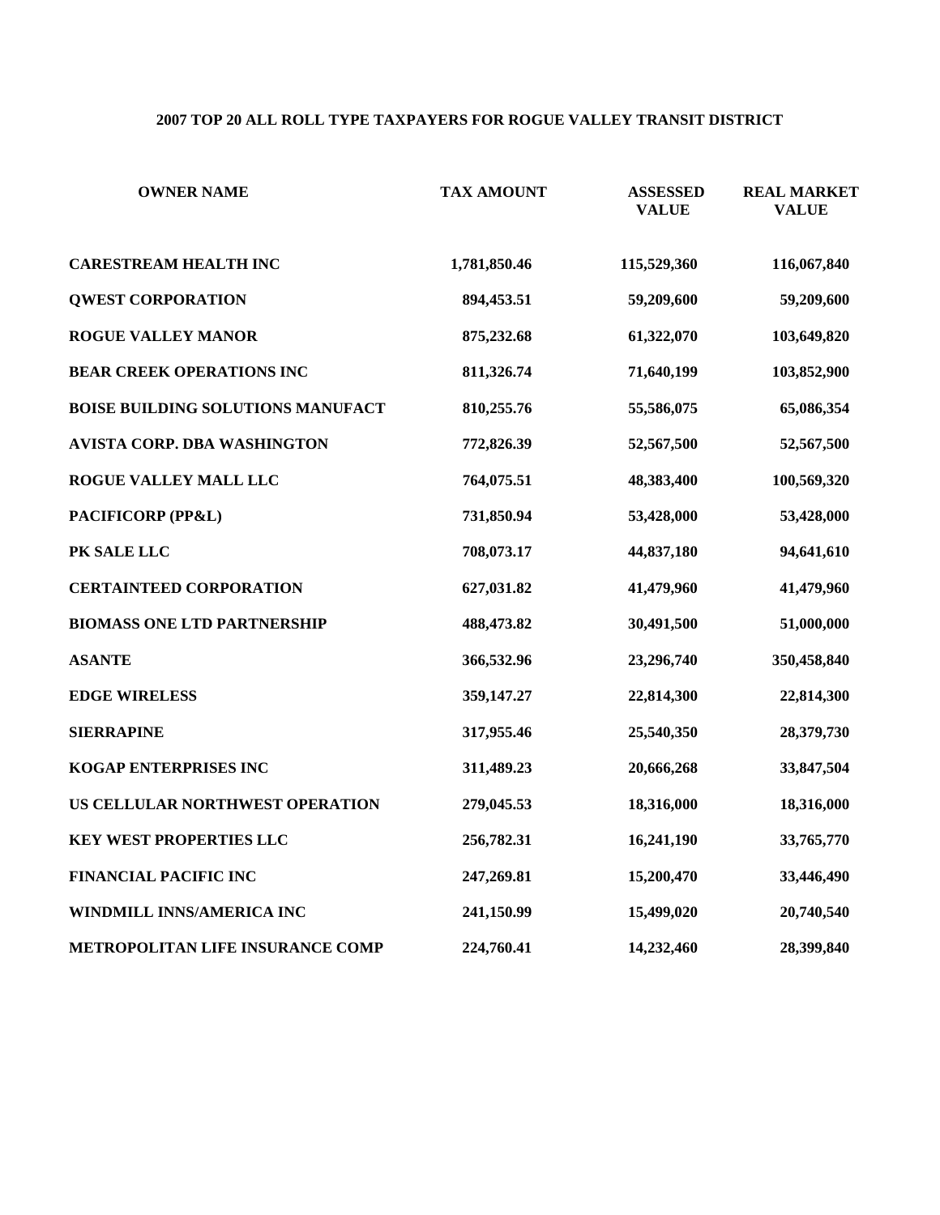## 2007 TOP 20 ALL ROLL TYPE TAXPAYERS FOR ROGUE VALLEY TRANSIT DISTRICT

| OWNER NAME | TAX AMOUNT | ASSESSED VALUE | REAL MARKET VALUE |
|---|---|---|---|
| CARESTREAM HEALTH INC | 1,781,850.46 | 115,529,360 | 116,067,840 |
| QWEST CORPORATION | 894,453.51 | 59,209,600 | 59,209,600 |
| ROGUE VALLEY MANOR | 875,232.68 | 61,322,070 | 103,649,820 |
| BEAR CREEK OPERATIONS INC | 811,326.74 | 71,640,199 | 103,852,900 |
| BOISE BUILDING SOLUTIONS MANUFACT | 810,255.76 | 55,586,075 | 65,086,354 |
| AVISTA CORP. DBA WASHINGTON | 772,826.39 | 52,567,500 | 52,567,500 |
| ROGUE VALLEY MALL LLC | 764,075.51 | 48,383,400 | 100,569,320 |
| PACIFICORP (PP&L) | 731,850.94 | 53,428,000 | 53,428,000 |
| PK SALE LLC | 708,073.17 | 44,837,180 | 94,641,610 |
| CERTAINTEED CORPORATION | 627,031.82 | 41,479,960 | 41,479,960 |
| BIOMASS ONE LTD PARTNERSHIP | 488,473.82 | 30,491,500 | 51,000,000 |
| ASANTE | 366,532.96 | 23,296,740 | 350,458,840 |
| EDGE WIRELESS | 359,147.27 | 22,814,300 | 22,814,300 |
| SIERRAPINE | 317,955.46 | 25,540,350 | 28,379,730 |
| KOGAP ENTERPRISES INC | 311,489.23 | 20,666,268 | 33,847,504 |
| US CELLULAR NORTHWEST OPERATION | 279,045.53 | 18,316,000 | 18,316,000 |
| KEY WEST PROPERTIES LLC | 256,782.31 | 16,241,190 | 33,765,770 |
| FINANCIAL PACIFIC INC | 247,269.81 | 15,200,470 | 33,446,490 |
| WINDMILL INNS/AMERICA INC | 241,150.99 | 15,499,020 | 20,740,540 |
| METROPOLITAN LIFE INSURANCE COMP | 224,760.41 | 14,232,460 | 28,399,840 |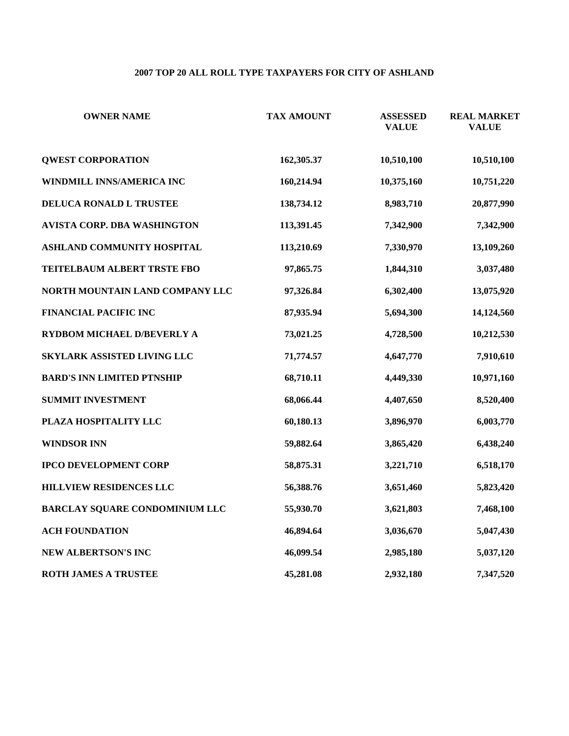# 2007 TOP 20 ALL ROLL TYPE TAXPAYERS FOR CITY OF ASHLAND

| OWNER NAME | TAX AMOUNT | ASSESSED VALUE | REAL MARKET VALUE |
|---|---|---|---|
| QWEST CORPORATION | 162,305.37 | 10,510,100 | 10,510,100 |
| WINDMILL INNS/AMERICA INC | 160,214.94 | 10,375,160 | 10,751,220 |
| DELUCA RONALD L TRUSTEE | 138,734.12 | 8,983,710 | 20,877,990 |
| AVISTA CORP. DBA WASHINGTON | 113,391.45 | 7,342,900 | 7,342,900 |
| ASHLAND COMMUNITY HOSPITAL | 113,210.69 | 7,330,970 | 13,109,260 |
| TEITELBAUM ALBERT TRSTE FBO | 97,865.75 | 1,844,310 | 3,037,480 |
| NORTH MOUNTAIN LAND COMPANY LLC | 97,326.84 | 6,302,400 | 13,075,920 |
| FINANCIAL PACIFIC INC | 87,935.94 | 5,694,300 | 14,124,560 |
| RYDBOM MICHAEL D/BEVERLY A | 73,021.25 | 4,728,500 | 10,212,530 |
| SKYLARK ASSISTED LIVING LLC | 71,774.57 | 4,647,770 | 7,910,610 |
| BARD'S INN LIMITED PTNSHIP | 68,710.11 | 4,449,330 | 10,971,160 |
| SUMMIT INVESTMENT | 68,066.44 | 4,407,650 | 8,520,400 |
| PLAZA HOSPITALITY LLC | 60,180.13 | 3,896,970 | 6,003,770 |
| WINDSOR INN | 59,882.64 | 3,865,420 | 6,438,240 |
| IPCO DEVELOPMENT CORP | 58,875.31 | 3,221,710 | 6,518,170 |
| HILLVIEW RESIDENCES LLC | 56,388.76 | 3,651,460 | 5,823,420 |
| BARCLAY SQUARE CONDOMINIUM LLC | 55,930.70 | 3,621,803 | 7,468,100 |
| ACH FOUNDATION | 46,894.64 | 3,036,670 | 5,047,430 |
| NEW ALBERTSON'S INC | 46,099.54 | 2,985,180 | 5,037,120 |
| ROTH JAMES A TRUSTEE | 45,281.08 | 2,932,180 | 7,347,520 |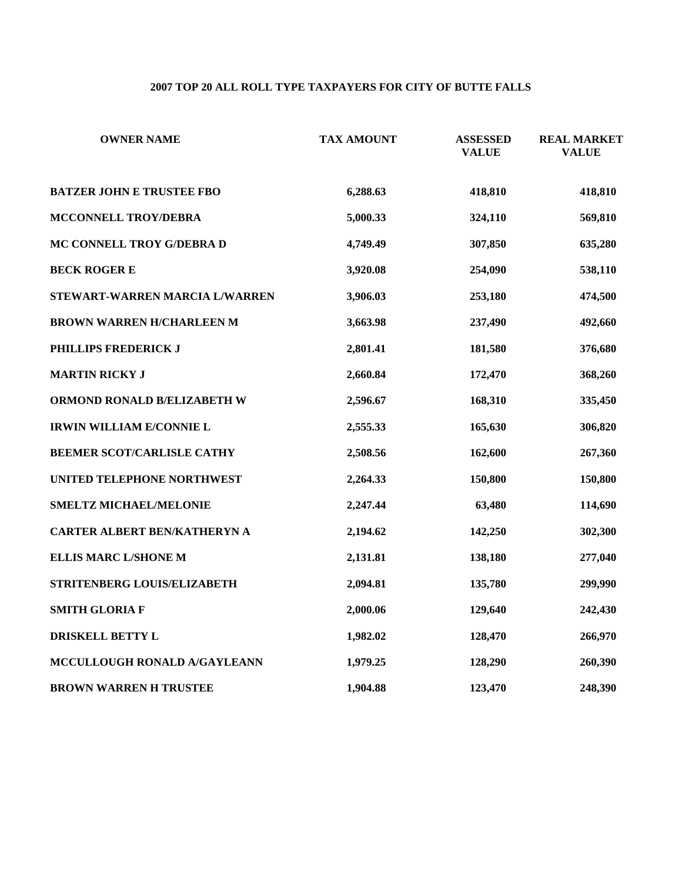## 2007 TOP 20 ALL ROLL TYPE TAXPAYERS FOR CITY OF BUTTE FALLS

| OWNER NAME | TAX AMOUNT | ASSESSED VALUE | REAL MARKET VALUE |
|---|---|---|---|
| BATZER JOHN E TRUSTEE FBO | 6,288.63 | 418,810 | 418,810 |
| MCCONNELL TROY/DEBRA | 5,000.33 | 324,110 | 569,810 |
| MC CONNELL TROY G/DEBRA D | 4,749.49 | 307,850 | 635,280 |
| BECK ROGER E | 3,920.08 | 254,090 | 538,110 |
| STEWART-WARREN MARCIA L/WARREN | 3,906.03 | 253,180 | 474,500 |
| BROWN WARREN H/CHARLEEN M | 3,663.98 | 237,490 | 492,660 |
| PHILLIPS FREDERICK J | 2,801.41 | 181,580 | 376,680 |
| MARTIN RICKY J | 2,660.84 | 172,470 | 368,260 |
| ORMOND RONALD B/ELIZABETH W | 2,596.67 | 168,310 | 335,450 |
| IRWIN WILLIAM E/CONNIE L | 2,555.33 | 165,630 | 306,820 |
| BEEMER SCOT/CARLISLE CATHY | 2,508.56 | 162,600 | 267,360 |
| UNITED TELEPHONE NORTHWEST | 2,264.33 | 150,800 | 150,800 |
| SMELTZ MICHAEL/MELONIE | 2,247.44 | 63,480 | 114,690 |
| CARTER ALBERT BEN/KATHERYN A | 2,194.62 | 142,250 | 302,300 |
| ELLIS MARC L/SHONE M | 2,131.81 | 138,180 | 277,040 |
| STRITENBERG LOUIS/ELIZABETH | 2,094.81 | 135,780 | 299,990 |
| SMITH GLORIA F | 2,000.06 | 129,640 | 242,430 |
| DRISKELL BETTY L | 1,982.02 | 128,470 | 266,970 |
| MCCULLOUGH RONALD A/GAYLEANN | 1,979.25 | 128,290 | 260,390 |
| BROWN WARREN H TRUSTEE | 1,904.88 | 123,470 | 248,390 |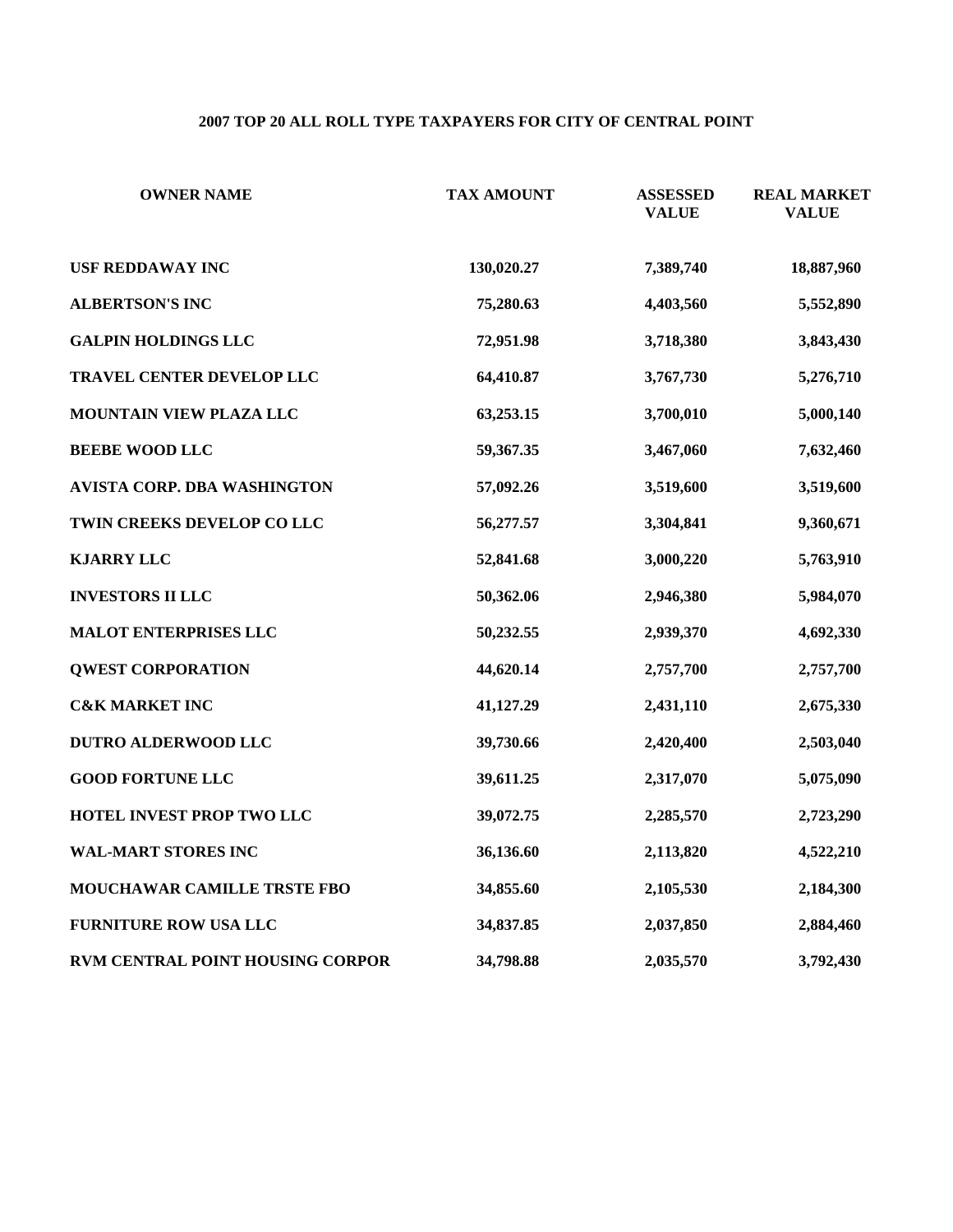## 2007 TOP 20 ALL ROLL TYPE TAXPAYERS FOR CITY OF CENTRAL POINT

| OWNER NAME | TAX AMOUNT | ASSESSED VALUE | REAL MARKET VALUE |
|---|---|---|---|
| USF REDDAWAY INC | 130,020.27 | 7,389,740 | 18,887,960 |
| ALBERTSON'S INC | 75,280.63 | 4,403,560 | 5,552,890 |
| GALPIN HOLDINGS LLC | 72,951.98 | 3,718,380 | 3,843,430 |
| TRAVEL CENTER DEVELOP LLC | 64,410.87 | 3,767,730 | 5,276,710 |
| MOUNTAIN VIEW PLAZA LLC | 63,253.15 | 3,700,010 | 5,000,140 |
| BEEBE WOOD LLC | 59,367.35 | 3,467,060 | 7,632,460 |
| AVISTA CORP. DBA WASHINGTON | 57,092.26 | 3,519,600 | 3,519,600 |
| TWIN CREEKS DEVELOP CO LLC | 56,277.57 | 3,304,841 | 9,360,671 |
| KJARRY LLC | 52,841.68 | 3,000,220 | 5,763,910 |
| INVESTORS II LLC | 50,362.06 | 2,946,380 | 5,984,070 |
| MALOT ENTERPRISES LLC | 50,232.55 | 2,939,370 | 4,692,330 |
| QWEST CORPORATION | 44,620.14 | 2,757,700 | 2,757,700 |
| C&K MARKET INC | 41,127.29 | 2,431,110 | 2,675,330 |
| DUTRO ALDERWOOD LLC | 39,730.66 | 2,420,400 | 2,503,040 |
| GOOD FORTUNE LLC | 39,611.25 | 2,317,070 | 5,075,090 |
| HOTEL INVEST PROP TWO LLC | 39,072.75 | 2,285,570 | 2,723,290 |
| WAL-MART STORES INC | 36,136.60 | 2,113,820 | 4,522,210 |
| MOUCHAWAR CAMILLE TRSTE FBO | 34,855.60 | 2,105,530 | 2,184,300 |
| FURNITURE ROW USA LLC | 34,837.85 | 2,037,850 | 2,884,460 |
| RVM CENTRAL POINT HOUSING CORPOR | 34,798.88 | 2,035,570 | 3,792,430 |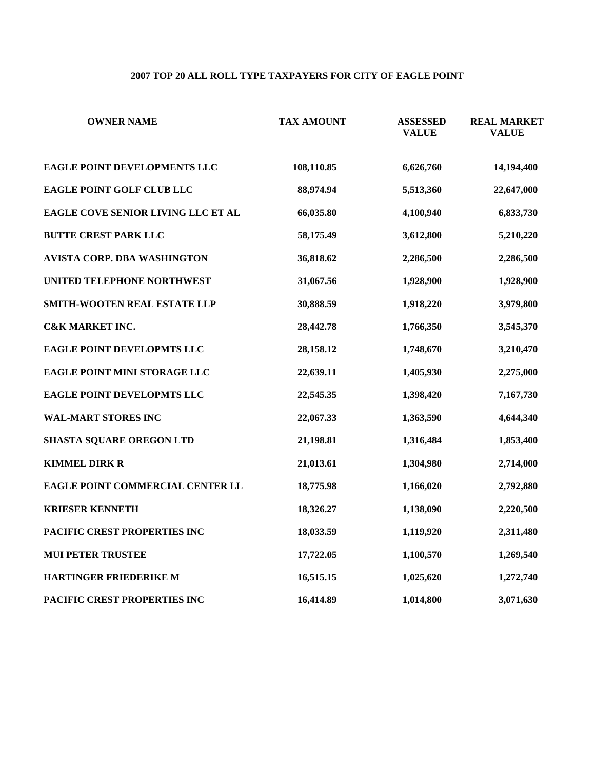## 2007 TOP 20 ALL ROLL TYPE TAXPAYERS FOR CITY OF EAGLE POINT

| OWNER NAME | TAX AMOUNT | ASSESSED VALUE | REAL MARKET VALUE |
|---|---|---|---|
| EAGLE POINT DEVELOPMENTS LLC | 108,110.85 | 6,626,760 | 14,194,400 |
| EAGLE POINT GOLF CLUB LLC | 88,974.94 | 5,513,360 | 22,647,000 |
| EAGLE COVE SENIOR LIVING LLC ET AL | 66,035.80 | 4,100,940 | 6,833,730 |
| BUTTE CREST PARK LLC | 58,175.49 | 3,612,800 | 5,210,220 |
| AVISTA CORP. DBA WASHINGTON | 36,818.62 | 2,286,500 | 2,286,500 |
| UNITED TELEPHONE NORTHWEST | 31,067.56 | 1,928,900 | 1,928,900 |
| SMITH-WOOTEN REAL ESTATE LLP | 30,888.59 | 1,918,220 | 3,979,800 |
| C&K MARKET INC. | 28,442.78 | 1,766,350 | 3,545,370 |
| EAGLE POINT DEVELOPMTS LLC | 28,158.12 | 1,748,670 | 3,210,470 |
| EAGLE POINT MINI STORAGE LLC | 22,639.11 | 1,405,930 | 2,275,000 |
| EAGLE POINT DEVELOPMTS LLC | 22,545.35 | 1,398,420 | 7,167,730 |
| WAL-MART STORES INC | 22,067.33 | 1,363,590 | 4,644,340 |
| SHASTA SQUARE OREGON LTD | 21,198.81 | 1,316,484 | 1,853,400 |
| KIMMEL DIRK R | 21,013.61 | 1,304,980 | 2,714,000 |
| EAGLE POINT COMMERCIAL CENTER LL | 18,775.98 | 1,166,020 | 2,792,880 |
| KRIESER KENNETH | 18,326.27 | 1,138,090 | 2,220,500 |
| PACIFIC CREST PROPERTIES INC | 18,033.59 | 1,119,920 | 2,311,480 |
| MUI PETER TRUSTEE | 17,722.05 | 1,100,570 | 1,269,540 |
| HARTINGER FRIEDERIKE M | 16,515.15 | 1,025,620 | 1,272,740 |
| PACIFIC CREST PROPERTIES INC | 16,414.89 | 1,014,800 | 3,071,630 |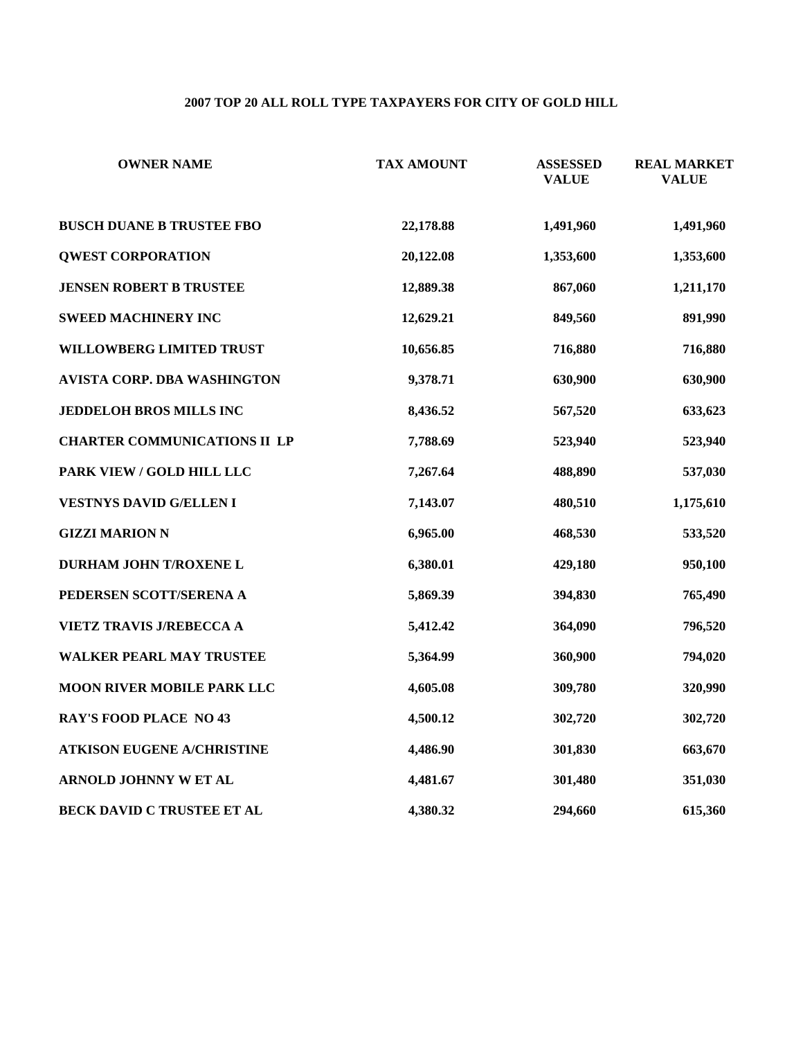## 2007 TOP 20 ALL ROLL TYPE TAXPAYERS FOR CITY OF GOLD HILL

| OWNER NAME | TAX AMOUNT | ASSESSED VALUE | REAL MARKET VALUE |
|---|---|---|---|
| BUSCH DUANE B TRUSTEE FBO | 22,178.88 | 1,491,960 | 1,491,960 |
| QWEST CORPORATION | 20,122.08 | 1,353,600 | 1,353,600 |
| JENSEN ROBERT B TRUSTEE | 12,889.38 | 867,060 | 1,211,170 |
| SWEED MACHINERY INC | 12,629.21 | 849,560 | 891,990 |
| WILLOWBERG LIMITED TRUST | 10,656.85 | 716,880 | 716,880 |
| AVISTA CORP. DBA WASHINGTON | 9,378.71 | 630,900 | 630,900 |
| JEDDELOH BROS MILLS INC | 8,436.52 | 567,520 | 633,623 |
| CHARTER COMMUNICATIONS II LP | 7,788.69 | 523,940 | 523,940 |
| PARK VIEW / GOLD HILL LLC | 7,267.64 | 488,890 | 537,030 |
| VESTNYS DAVID G/ELLEN I | 7,143.07 | 480,510 | 1,175,610 |
| GIZZI MARION N | 6,965.00 | 468,530 | 533,520 |
| DURHAM JOHN T/ROXENE L | 6,380.01 | 429,180 | 950,100 |
| PEDERSEN SCOTT/SERENA A | 5,869.39 | 394,830 | 765,490 |
| VIETZ TRAVIS J/REBECCA A | 5,412.42 | 364,090 | 796,520 |
| WALKER PEARL MAY TRUSTEE | 5,364.99 | 360,900 | 794,020 |
| MOON RIVER MOBILE PARK LLC | 4,605.08 | 309,780 | 320,990 |
| RAY'S FOOD PLACE NO 43 | 4,500.12 | 302,720 | 302,720 |
| ATKISON EUGENE A/CHRISTINE | 4,486.90 | 301,830 | 663,670 |
| ARNOLD JOHNNY W ET AL | 4,481.67 | 301,480 | 351,030 |
| BECK DAVID C TRUSTEE ET AL | 4,380.32 | 294,660 | 615,360 |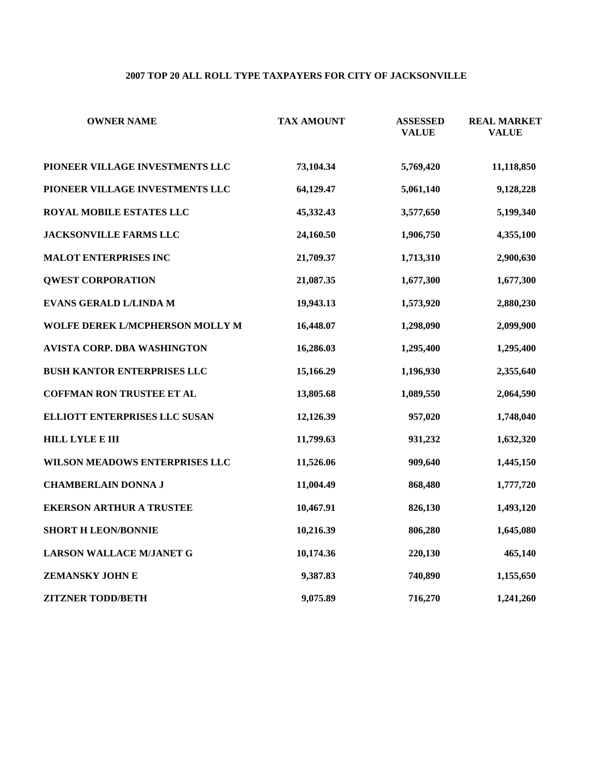# 2007 TOP 20 ALL ROLL TYPE TAXPAYERS FOR CITY OF JACKSONVILLE

| OWNER NAME | TAX AMOUNT | ASSESSED VALUE | REAL MARKET VALUE |
|---|---|---|---|
| PIONEER VILLAGE INVESTMENTS LLC | 73,104.34 | 5,769,420 | 11,118,850 |
| PIONEER VILLAGE INVESTMENTS LLC | 64,129.47 | 5,061,140 | 9,128,228 |
| ROYAL MOBILE ESTATES LLC | 45,332.43 | 3,577,650 | 5,199,340 |
| JACKSONVILLE FARMS LLC | 24,160.50 | 1,906,750 | 4,355,100 |
| MALOT ENTERPRISES INC | 21,709.37 | 1,713,310 | 2,900,630 |
| QWEST CORPORATION | 21,087.35 | 1,677,300 | 1,677,300 |
| EVANS GERALD L/LINDA M | 19,943.13 | 1,573,920 | 2,880,230 |
| WOLFE DEREK L/MCPHERSON MOLLY M | 16,448.07 | 1,298,090 | 2,099,900 |
| AVISTA CORP. DBA WASHINGTON | 16,286.03 | 1,295,400 | 1,295,400 |
| BUSH KANTOR ENTERPRISES LLC | 15,166.29 | 1,196,930 | 2,355,640 |
| COFFMAN RON TRUSTEE ET AL | 13,805.68 | 1,089,550 | 2,064,590 |
| ELLIOTT ENTERPRISES LLC SUSAN | 12,126.39 | 957,020 | 1,748,040 |
| HILL LYLE E III | 11,799.63 | 931,232 | 1,632,320 |
| WILSON MEADOWS ENTERPRISES LLC | 11,526.06 | 909,640 | 1,445,150 |
| CHAMBERLAIN DONNA J | 11,004.49 | 868,480 | 1,777,720 |
| EKERSON ARTHUR A TRUSTEE | 10,467.91 | 826,130 | 1,493,120 |
| SHORT H LEON/BONNIE | 10,216.39 | 806,280 | 1,645,080 |
| LARSON WALLACE M/JANET G | 10,174.36 | 220,130 | 465,140 |
| ZEMANSKY JOHN E | 9,387.83 | 740,890 | 1,155,650 |
| ZITZNER TODD/BETH | 9,075.89 | 716,270 | 1,241,260 |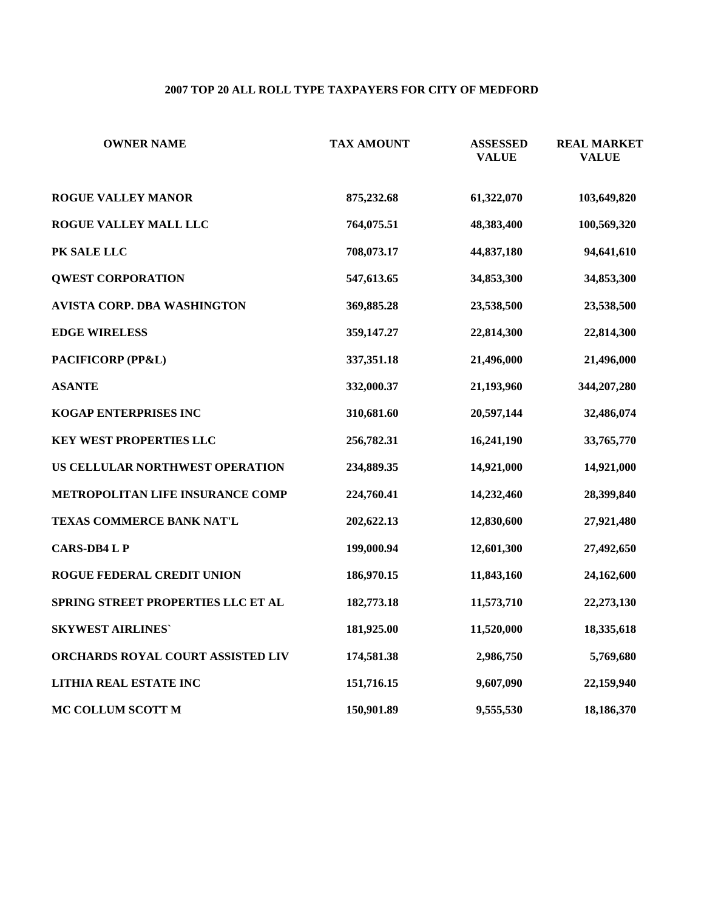## 2007 TOP 20 ALL ROLL TYPE TAXPAYERS FOR CITY OF MEDFORD

| OWNER NAME | TAX AMOUNT | ASSESSED VALUE | REAL MARKET VALUE |
|---|---|---|---|
| ROGUE VALLEY MANOR | 875,232.68 | 61,322,070 | 103,649,820 |
| ROGUE VALLEY MALL LLC | 764,075.51 | 48,383,400 | 100,569,320 |
| PK SALE LLC | 708,073.17 | 44,837,180 | 94,641,610 |
| QWEST CORPORATION | 547,613.65 | 34,853,300 | 34,853,300 |
| AVISTA CORP. DBA WASHINGTON | 369,885.28 | 23,538,500 | 23,538,500 |
| EDGE WIRELESS | 359,147.27 | 22,814,300 | 22,814,300 |
| PACIFICORP (PP&L) | 337,351.18 | 21,496,000 | 21,496,000 |
| ASANTE | 332,000.37 | 21,193,960 | 344,207,280 |
| KOGAP ENTERPRISES INC | 310,681.60 | 20,597,144 | 32,486,074 |
| KEY WEST PROPERTIES LLC | 256,782.31 | 16,241,190 | 33,765,770 |
| US CELLULAR NORTHWEST OPERATION | 234,889.35 | 14,921,000 | 14,921,000 |
| METROPOLITAN LIFE INSURANCE COMP | 224,760.41 | 14,232,460 | 28,399,840 |
| TEXAS COMMERCE BANK NAT'L | 202,622.13 | 12,830,600 | 27,921,480 |
| CARS-DB4 L P | 199,000.94 | 12,601,300 | 27,492,650 |
| ROGUE FEDERAL CREDIT UNION | 186,970.15 | 11,843,160 | 24,162,600 |
| SPRING STREET PROPERTIES LLC ET AL | 182,773.18 | 11,573,710 | 22,273,130 |
| SKYWEST AIRLINES` | 181,925.00 | 11,520,000 | 18,335,618 |
| ORCHARDS ROYAL COURT ASSISTED LIV | 174,581.38 | 2,986,750 | 5,769,680 |
| LITHIA REAL ESTATE INC | 151,716.15 | 9,607,090 | 22,159,940 |
| MC COLLUM SCOTT M | 150,901.89 | 9,555,530 | 18,186,370 |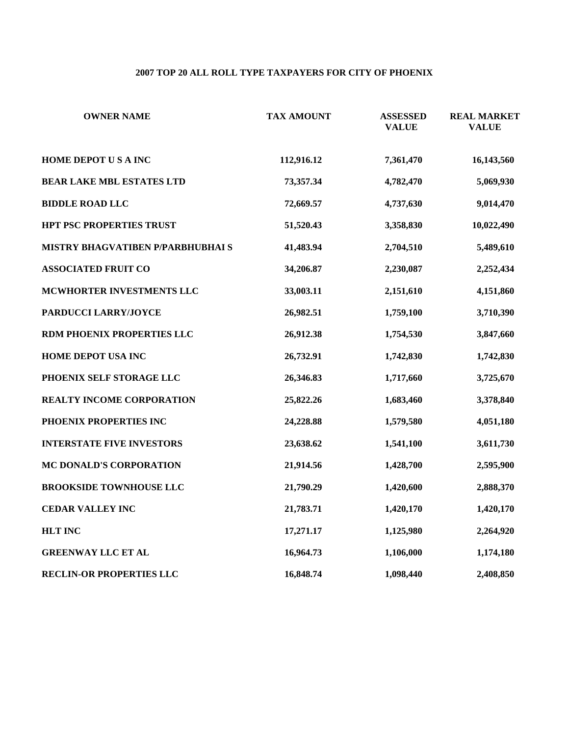## 2007 TOP 20 ALL ROLL TYPE TAXPAYERS FOR CITY OF PHOENIX

| OWNER NAME | TAX AMOUNT | ASSESSED VALUE | REAL MARKET VALUE |
|---|---|---|---|
| HOME DEPOT U S A INC | 112,916.12 | 7,361,470 | 16,143,560 |
| BEAR LAKE MBL ESTATES LTD | 73,357.34 | 4,782,470 | 5,069,930 |
| BIDDLE ROAD LLC | 72,669.57 | 4,737,630 | 9,014,470 |
| HPT PSC PROPERTIES TRUST | 51,520.43 | 3,358,830 | 10,022,490 |
| MISTRY BHAGVATIBEN P/PARBHUBHAI S | 41,483.94 | 2,704,510 | 5,489,610 |
| ASSOCIATED FRUIT CO | 34,206.87 | 2,230,087 | 2,252,434 |
| MCWHORTER INVESTMENTS LLC | 33,003.11 | 2,151,610 | 4,151,860 |
| PARDUCCI LARRY/JOYCE | 26,982.51 | 1,759,100 | 3,710,390 |
| RDM PHOENIX PROPERTIES LLC | 26,912.38 | 1,754,530 | 3,847,660 |
| HOME DEPOT USA INC | 26,732.91 | 1,742,830 | 1,742,830 |
| PHOENIX SELF STORAGE LLC | 26,346.83 | 1,717,660 | 3,725,670 |
| REALTY INCOME CORPORATION | 25,822.26 | 1,683,460 | 3,378,840 |
| PHOENIX PROPERTIES INC | 24,228.88 | 1,579,580 | 4,051,180 |
| INTERSTATE FIVE INVESTORS | 23,638.62 | 1,541,100 | 3,611,730 |
| MC DONALD'S CORPORATION | 21,914.56 | 1,428,700 | 2,595,900 |
| BROOKSIDE TOWNHOUSE LLC | 21,790.29 | 1,420,600 | 2,888,370 |
| CEDAR VALLEY INC | 21,783.71 | 1,420,170 | 1,420,170 |
| HLT INC | 17,271.17 | 1,125,980 | 2,264,920 |
| GREENWAY LLC ET AL | 16,964.73 | 1,106,000 | 1,174,180 |
| RECLIN-OR PROPERTIES LLC | 16,848.74 | 1,098,440 | 2,408,850 |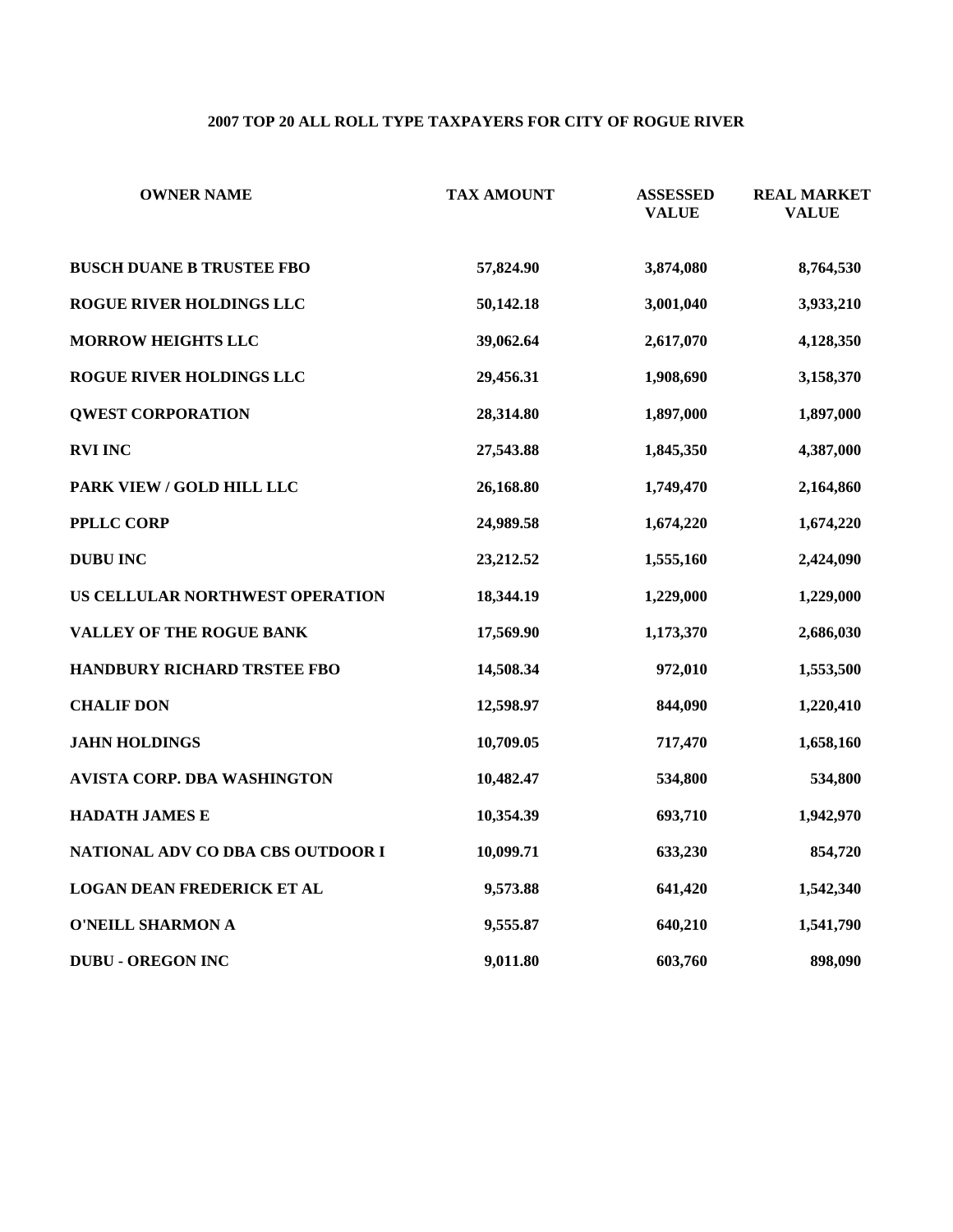**2007 TOP 20 ALL ROLL TYPE TAXPAYERS FOR CITY OF ROGUE RIVER**

| OWNER NAME | TAX AMOUNT | ASSESSED VALUE | REAL MARKET VALUE |
|---|---|---|---|
| BUSCH DUANE B TRUSTEE FBO | 57,824.90 | 3,874,080 | 8,764,530 |
| ROGUE RIVER HOLDINGS LLC | 50,142.18 | 3,001,040 | 3,933,210 |
| MORROW HEIGHTS LLC | 39,062.64 | 2,617,070 | 4,128,350 |
| ROGUE RIVER HOLDINGS LLC | 29,456.31 | 1,908,690 | 3,158,370 |
| QWEST CORPORATION | 28,314.80 | 1,897,000 | 1,897,000 |
| RVI INC | 27,543.88 | 1,845,350 | 4,387,000 |
| PARK VIEW / GOLD HILL LLC | 26,168.80 | 1,749,470 | 2,164,860 |
| PPLLC CORP | 24,989.58 | 1,674,220 | 1,674,220 |
| DUBU INC | 23,212.52 | 1,555,160 | 2,424,090 |
| US CELLULAR NORTHWEST OPERATION | 18,344.19 | 1,229,000 | 1,229,000 |
| VALLEY OF THE ROGUE BANK | 17,569.90 | 1,173,370 | 2,686,030 |
| HANDBURY RICHARD TRSTEE FBO | 14,508.34 | 972,010 | 1,553,500 |
| CHALIF DON | 12,598.97 | 844,090 | 1,220,410 |
| JAHN HOLDINGS | 10,709.05 | 717,470 | 1,658,160 |
| AVISTA CORP. DBA WASHINGTON | 10,482.47 | 534,800 | 534,800 |
| HADATH JAMES E | 10,354.39 | 693,710 | 1,942,970 |
| NATIONAL ADV CO DBA CBS OUTDOOR I | 10,099.71 | 633,230 | 854,720 |
| LOGAN DEAN FREDERICK ET AL | 9,573.88 | 641,420 | 1,542,340 |
| O'NEILL SHARMON A | 9,555.87 | 640,210 | 1,541,790 |
| DUBU - OREGON INC | 9,011.80 | 603,760 | 898,090 |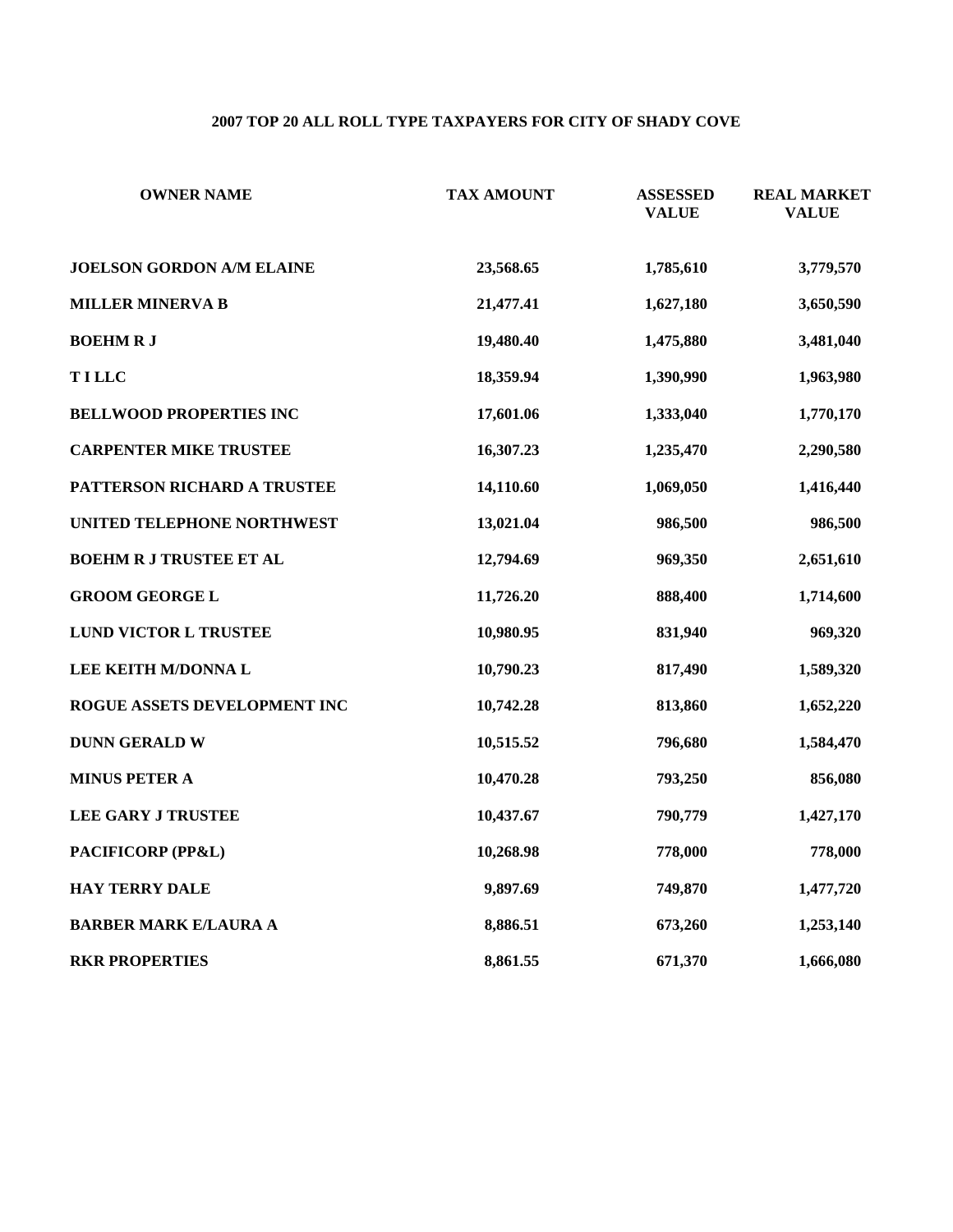# 2007 TOP 20 ALL ROLL TYPE TAXPAYERS FOR CITY OF SHADY COVE

| OWNER NAME | TAX AMOUNT | ASSESSED VALUE | REAL MARKET VALUE |
|---|---|---|---|
| JOELSON GORDON A/M ELAINE | 23,568.65 | 1,785,610 | 3,779,570 |
| MILLER MINERVA B | 21,477.41 | 1,627,180 | 3,650,590 |
| BOEHM R J | 19,480.40 | 1,475,880 | 3,481,040 |
| T I LLC | 18,359.94 | 1,390,990 | 1,963,980 |
| BELLWOOD PROPERTIES INC | 17,601.06 | 1,333,040 | 1,770,170 |
| CARPENTER MIKE TRUSTEE | 16,307.23 | 1,235,470 | 2,290,580 |
| PATTERSON RICHARD A TRUSTEE | 14,110.60 | 1,069,050 | 1,416,440 |
| UNITED TELEPHONE NORTHWEST | 13,021.04 | 986,500 | 986,500 |
| BOEHM R J TRUSTEE ET AL | 12,794.69 | 969,350 | 2,651,610 |
| GROOM GEORGE L | 11,726.20 | 888,400 | 1,714,600 |
| LUND VICTOR L TRUSTEE | 10,980.95 | 831,940 | 969,320 |
| LEE KEITH M/DONNA L | 10,790.23 | 817,490 | 1,589,320 |
| ROGUE ASSETS DEVELOPMENT INC | 10,742.28 | 813,860 | 1,652,220 |
| DUNN GERALD W | 10,515.52 | 796,680 | 1,584,470 |
| MINUS PETER A | 10,470.28 | 793,250 | 856,080 |
| LEE GARY J TRUSTEE | 10,437.67 | 790,779 | 1,427,170 |
| PACIFICORP (PP&L) | 10,268.98 | 778,000 | 778,000 |
| HAY TERRY DALE | 9,897.69 | 749,870 | 1,477,720 |
| BARBER MARK E/LAURA A | 8,886.51 | 673,260 | 1,253,140 |
| RKR PROPERTIES | 8,861.55 | 671,370 | 1,666,080 |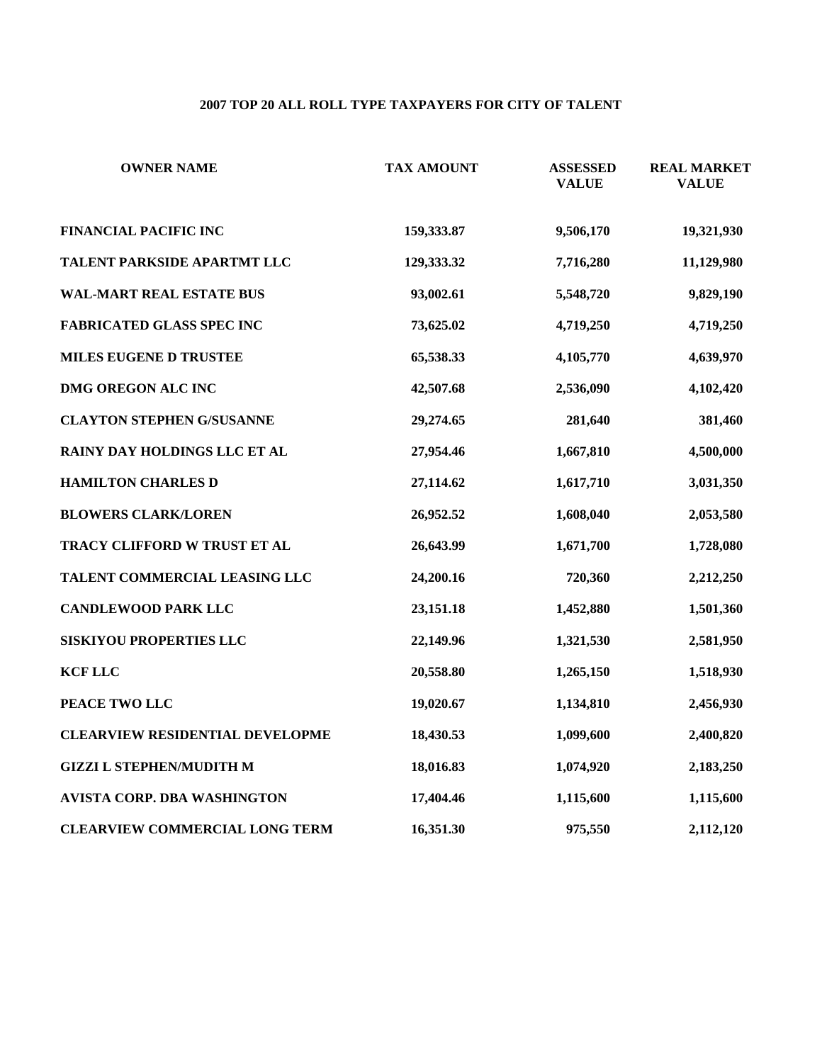# 2007 TOP 20 ALL ROLL TYPE TAXPAYERS FOR CITY OF TALENT

| OWNER NAME | TAX AMOUNT | ASSESSED VALUE | REAL MARKET VALUE |
|---|---|---|---|
| FINANCIAL PACIFIC INC | 159,333.87 | 9,506,170 | 19,321,930 |
| TALENT PARKSIDE APARTMT LLC | 129,333.32 | 7,716,280 | 11,129,980 |
| WAL-MART REAL ESTATE BUS | 93,002.61 | 5,548,720 | 9,829,190 |
| FABRICATED GLASS SPEC INC | 73,625.02 | 4,719,250 | 4,719,250 |
| MILES EUGENE D TRUSTEE | 65,538.33 | 4,105,770 | 4,639,970 |
| DMG OREGON ALC INC | 42,507.68 | 2,536,090 | 4,102,420 |
| CLAYTON STEPHEN G/SUSANNE | 29,274.65 | 281,640 | 381,460 |
| RAINY DAY HOLDINGS LLC ET AL | 27,954.46 | 1,667,810 | 4,500,000 |
| HAMILTON CHARLES D | 27,114.62 | 1,617,710 | 3,031,350 |
| BLOWERS CLARK/LOREN | 26,952.52 | 1,608,040 | 2,053,580 |
| TRACY CLIFFORD W TRUST ET AL | 26,643.99 | 1,671,700 | 1,728,080 |
| TALENT COMMERCIAL LEASING LLC | 24,200.16 | 720,360 | 2,212,250 |
| CANDLEWOOD PARK LLC | 23,151.18 | 1,452,880 | 1,501,360 |
| SISKIYOU PROPERTIES LLC | 22,149.96 | 1,321,530 | 2,581,950 |
| KCF LLC | 20,558.80 | 1,265,150 | 1,518,930 |
| PEACE TWO LLC | 19,020.67 | 1,134,810 | 2,456,930 |
| CLEARVIEW RESIDENTIAL DEVELOPME | 18,430.53 | 1,099,600 | 2,400,820 |
| GIZZI L STEPHEN/MUDITH M | 18,016.83 | 1,074,920 | 2,183,250 |
| AVISTA CORP. DBA WASHINGTON | 17,404.46 | 1,115,600 | 1,115,600 |
| CLEARVIEW COMMERCIAL LONG TERM | 16,351.30 | 975,550 | 2,112,120 |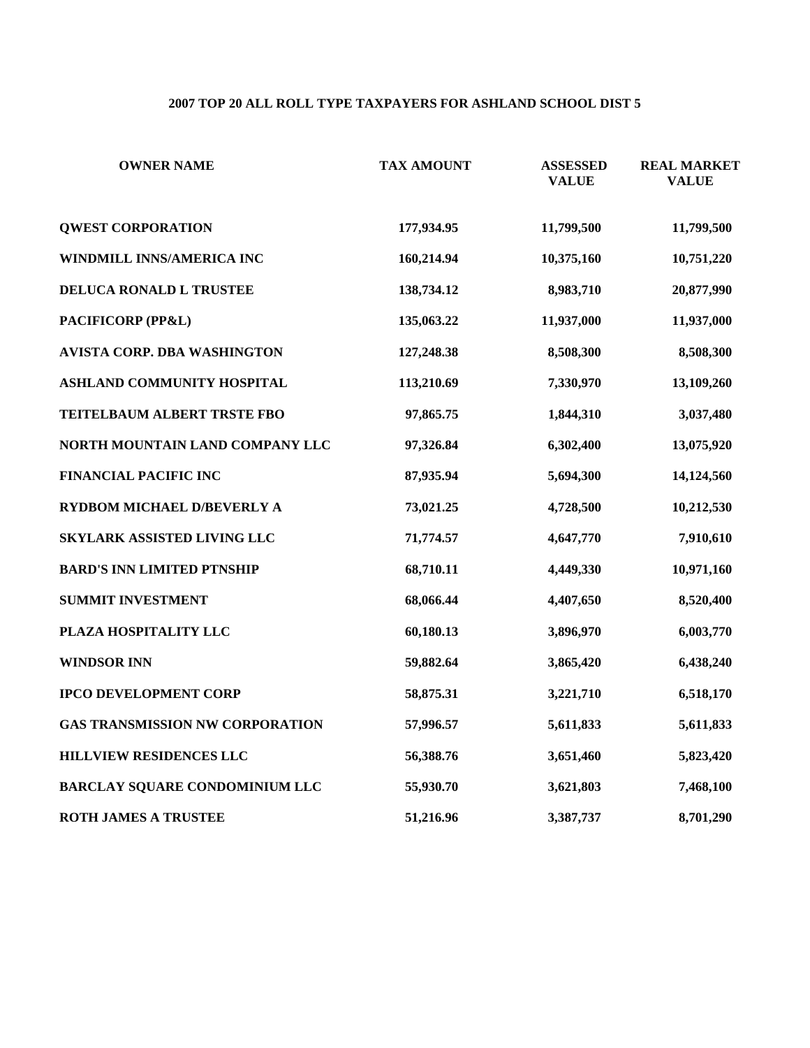# 2007 TOP 20 ALL ROLL TYPE TAXPAYERS FOR ASHLAND SCHOOL DIST 5

| OWNER NAME | TAX AMOUNT | ASSESSED VALUE | REAL MARKET VALUE |
|---|---|---|---|
| QWEST CORPORATION | 177,934.95 | 11,799,500 | 11,799,500 |
| WINDMILL INNS/AMERICA INC | 160,214.94 | 10,375,160 | 10,751,220 |
| DELUCA RONALD L TRUSTEE | 138,734.12 | 8,983,710 | 20,877,990 |
| PACIFICORP (PP&L) | 135,063.22 | 11,937,000 | 11,937,000 |
| AVISTA CORP. DBA WASHINGTON | 127,248.38 | 8,508,300 | 8,508,300 |
| ASHLAND COMMUNITY HOSPITAL | 113,210.69 | 7,330,970 | 13,109,260 |
| TEITELBAUM ALBERT TRSTE FBO | 97,865.75 | 1,844,310 | 3,037,480 |
| NORTH MOUNTAIN LAND COMPANY LLC | 97,326.84 | 6,302,400 | 13,075,920 |
| FINANCIAL PACIFIC INC | 87,935.94 | 5,694,300 | 14,124,560 |
| RYDBOM MICHAEL D/BEVERLY A | 73,021.25 | 4,728,500 | 10,212,530 |
| SKYLARK ASSISTED LIVING LLC | 71,774.57 | 4,647,770 | 7,910,610 |
| BARD'S INN LIMITED PTNSHIP | 68,710.11 | 4,449,330 | 10,971,160 |
| SUMMIT INVESTMENT | 68,066.44 | 4,407,650 | 8,520,400 |
| PLAZA HOSPITALITY LLC | 60,180.13 | 3,896,970 | 6,003,770 |
| WINDSOR INN | 59,882.64 | 3,865,420 | 6,438,240 |
| IPCO DEVELOPMENT CORP | 58,875.31 | 3,221,710 | 6,518,170 |
| GAS TRANSMISSION NW CORPORATION | 57,996.57 | 5,611,833 | 5,611,833 |
| HILLVIEW RESIDENCES LLC | 56,388.76 | 3,651,460 | 5,823,420 |
| BARCLAY SQUARE CONDOMINIUM LLC | 55,930.70 | 3,621,803 | 7,468,100 |
| ROTH JAMES A TRUSTEE | 51,216.96 | 3,387,737 | 8,701,290 |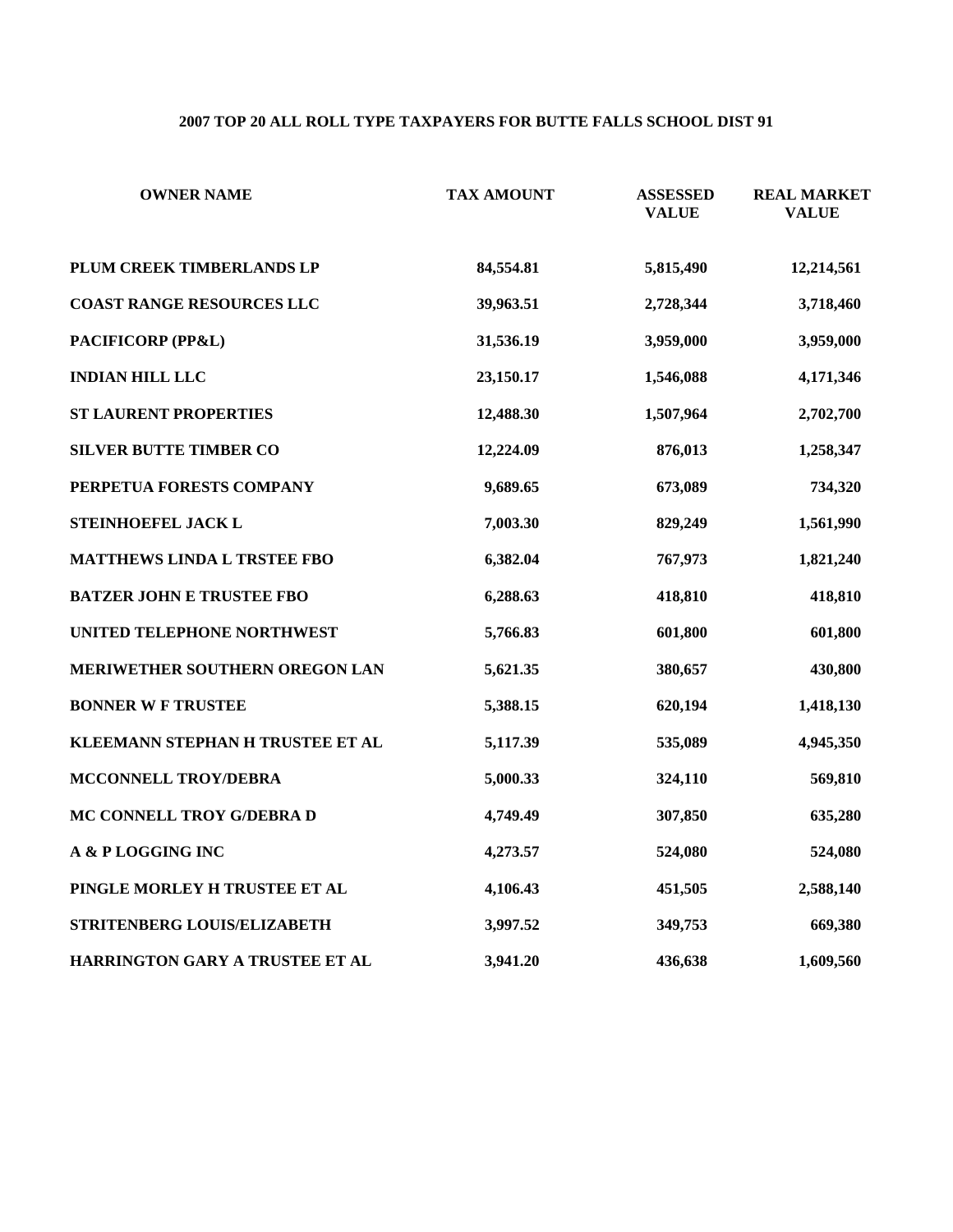## 2007 TOP 20 ALL ROLL TYPE TAXPAYERS FOR BUTTE FALLS SCHOOL DIST 91

| OWNER NAME | TAX AMOUNT | ASSESSED VALUE | REAL MARKET VALUE |
|---|---|---|---|
| PLUM CREEK TIMBERLANDS LP | 84,554.81 | 5,815,490 | 12,214,561 |
| COAST RANGE RESOURCES LLC | 39,963.51 | 2,728,344 | 3,718,460 |
| PACIFICORP (PP&L) | 31,536.19 | 3,959,000 | 3,959,000 |
| INDIAN HILL LLC | 23,150.17 | 1,546,088 | 4,171,346 |
| ST LAURENT PROPERTIES | 12,488.30 | 1,507,964 | 2,702,700 |
| SILVER BUTTE TIMBER CO | 12,224.09 | 876,013 | 1,258,347 |
| PERPETUA FORESTS COMPANY | 9,689.65 | 673,089 | 734,320 |
| STEINHOEFEL JACK L | 7,003.30 | 829,249 | 1,561,990 |
| MATTHEWS LINDA L TRSTEE FBO | 6,382.04 | 767,973 | 1,821,240 |
| BATZER JOHN E TRUSTEE FBO | 6,288.63 | 418,810 | 418,810 |
| UNITED TELEPHONE NORTHWEST | 5,766.83 | 601,800 | 601,800 |
| MERIWETHER SOUTHERN OREGON LAN | 5,621.35 | 380,657 | 430,800 |
| BONNER W F TRUSTEE | 5,388.15 | 620,194 | 1,418,130 |
| KLEEMANN STEPHAN H TRUSTEE ET AL | 5,117.39 | 535,089 | 4,945,350 |
| MCCONNELL TROY/DEBRA | 5,000.33 | 324,110 | 569,810 |
| MC CONNELL TROY G/DEBRA D | 4,749.49 | 307,850 | 635,280 |
| A & P LOGGING INC | 4,273.57 | 524,080 | 524,080 |
| PINGLE MORLEY H TRUSTEE ET AL | 4,106.43 | 451,505 | 2,588,140 |
| STRITENBERG LOUIS/ELIZABETH | 3,997.52 | 349,753 | 669,380 |
| HARRINGTON GARY A TRUSTEE ET AL | 3,941.20 | 436,638 | 1,609,560 |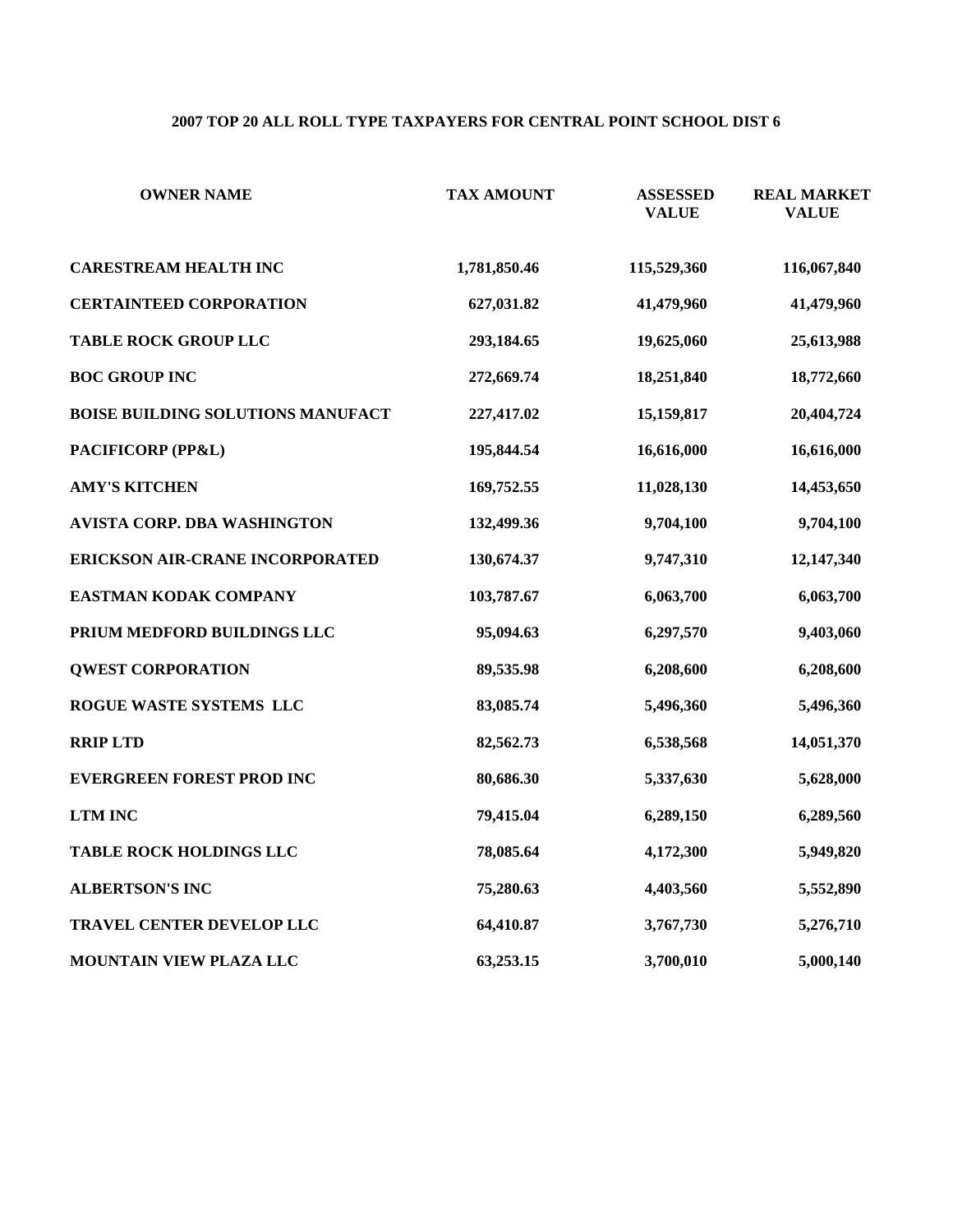## 2007 TOP 20 ALL ROLL TYPE TAXPAYERS FOR CENTRAL POINT SCHOOL DIST 6

| OWNER NAME | TAX AMOUNT | ASSESSED VALUE | REAL MARKET VALUE |
|---|---|---|---|
| CARESTREAM HEALTH INC | 1,781,850.46 | 115,529,360 | 116,067,840 |
| CERTAINTEED CORPORATION | 627,031.82 | 41,479,960 | 41,479,960 |
| TABLE ROCK GROUP LLC | 293,184.65 | 19,625,060 | 25,613,988 |
| BOC GROUP INC | 272,669.74 | 18,251,840 | 18,772,660 |
| BOISE BUILDING SOLUTIONS MANUFACT | 227,417.02 | 15,159,817 | 20,404,724 |
| PACIFICORP (PP&L) | 195,844.54 | 16,616,000 | 16,616,000 |
| AMY'S KITCHEN | 169,752.55 | 11,028,130 | 14,453,650 |
| AVISTA CORP. DBA WASHINGTON | 132,499.36 | 9,704,100 | 9,704,100 |
| ERICKSON AIR-CRANE INCORPORATED | 130,674.37 | 9,747,310 | 12,147,340 |
| EASTMAN KODAK COMPANY | 103,787.67 | 6,063,700 | 6,063,700 |
| PRIUM MEDFORD BUILDINGS LLC | 95,094.63 | 6,297,570 | 9,403,060 |
| QWEST CORPORATION | 89,535.98 | 6,208,600 | 6,208,600 |
| ROGUE WASTE SYSTEMS LLC | 83,085.74 | 5,496,360 | 5,496,360 |
| RRIP LTD | 82,562.73 | 6,538,568 | 14,051,370 |
| EVERGREEN FOREST PROD INC | 80,686.30 | 5,337,630 | 5,628,000 |
| LTM INC | 79,415.04 | 6,289,150 | 6,289,560 |
| TABLE ROCK HOLDINGS LLC | 78,085.64 | 4,172,300 | 5,949,820 |
| ALBERTSON'S INC | 75,280.63 | 4,403,560 | 5,552,890 |
| TRAVEL CENTER DEVELOP LLC | 64,410.87 | 3,767,730 | 5,276,710 |
| MOUNTAIN VIEW PLAZA LLC | 63,253.15 | 3,700,010 | 5,000,140 |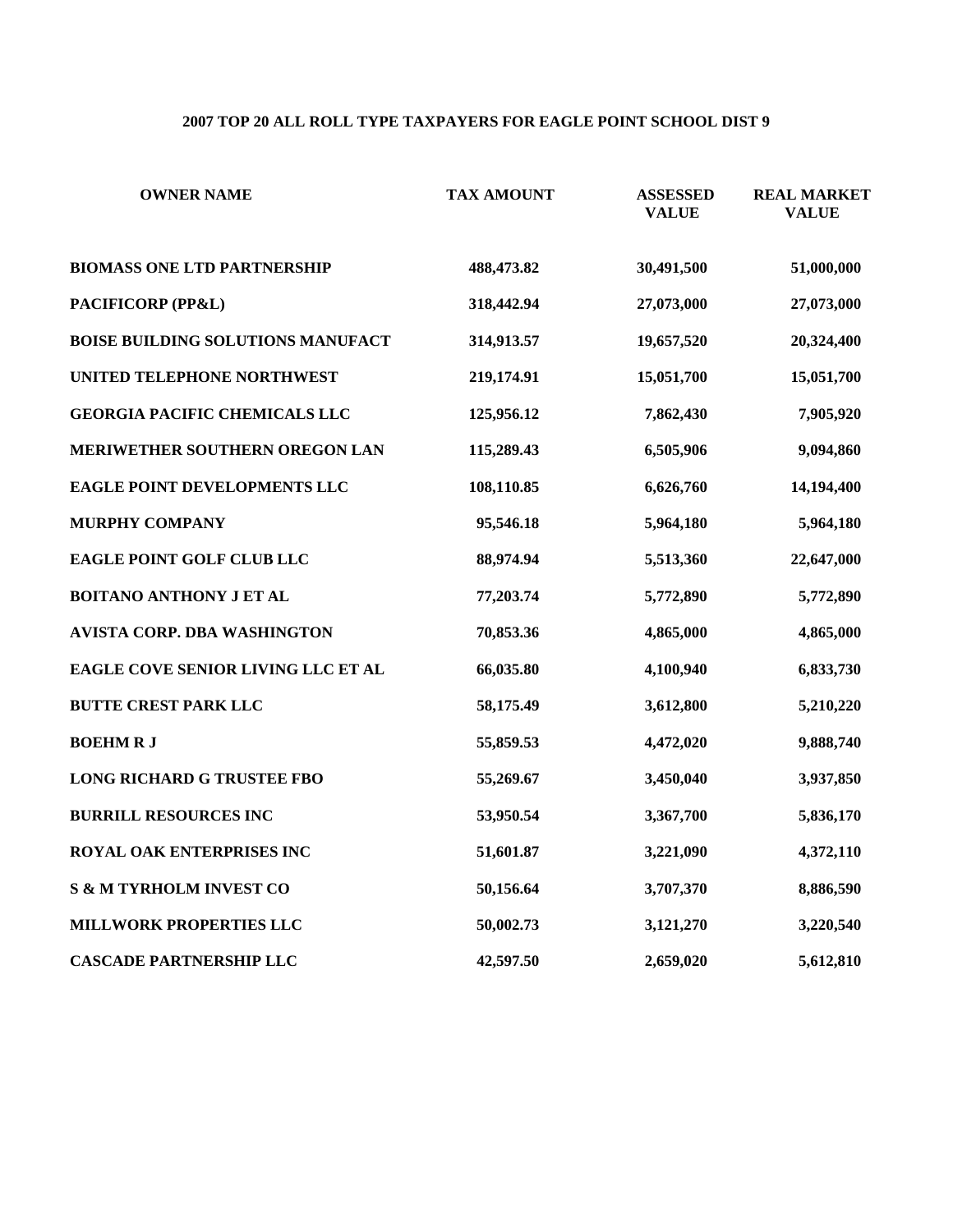# 2007 TOP 20 ALL ROLL TYPE TAXPAYERS FOR EAGLE POINT SCHOOL DIST 9

| OWNER NAME | TAX AMOUNT | ASSESSED VALUE | REAL MARKET VALUE |
|---|---|---|---|
| BIOMASS ONE LTD PARTNERSHIP | 488,473.82 | 30,491,500 | 51,000,000 |
| PACIFICORP (PP&L) | 318,442.94 | 27,073,000 | 27,073,000 |
| BOISE BUILDING SOLUTIONS MANUFACT | 314,913.57 | 19,657,520 | 20,324,400 |
| UNITED TELEPHONE NORTHWEST | 219,174.91 | 15,051,700 | 15,051,700 |
| GEORGIA PACIFIC CHEMICALS LLC | 125,956.12 | 7,862,430 | 7,905,920 |
| MERIWETHER SOUTHERN OREGON LAN | 115,289.43 | 6,505,906 | 9,094,860 |
| EAGLE POINT DEVELOPMENTS LLC | 108,110.85 | 6,626,760 | 14,194,400 |
| MURPHY COMPANY | 95,546.18 | 5,964,180 | 5,964,180 |
| EAGLE POINT GOLF CLUB LLC | 88,974.94 | 5,513,360 | 22,647,000 |
| BOITANO ANTHONY J ET AL | 77,203.74 | 5,772,890 | 5,772,890 |
| AVISTA CORP. DBA WASHINGTON | 70,853.36 | 4,865,000 | 4,865,000 |
| EAGLE COVE SENIOR LIVING LLC ET AL | 66,035.80 | 4,100,940 | 6,833,730 |
| BUTTE CREST PARK LLC | 58,175.49 | 3,612,800 | 5,210,220 |
| BOEHM R J | 55,859.53 | 4,472,020 | 9,888,740 |
| LONG RICHARD G TRUSTEE FBO | 55,269.67 | 3,450,040 | 3,937,850 |
| BURRILL RESOURCES INC | 53,950.54 | 3,367,700 | 5,836,170 |
| ROYAL OAK ENTERPRISES INC | 51,601.87 | 3,221,090 | 4,372,110 |
| S & M TYRHOLM INVEST CO | 50,156.64 | 3,707,370 | 8,886,590 |
| MILLWORK PROPERTIES LLC | 50,002.73 | 3,121,270 | 3,220,540 |
| CASCADE PARTNERSHIP LLC | 42,597.50 | 2,659,020 | 5,612,810 |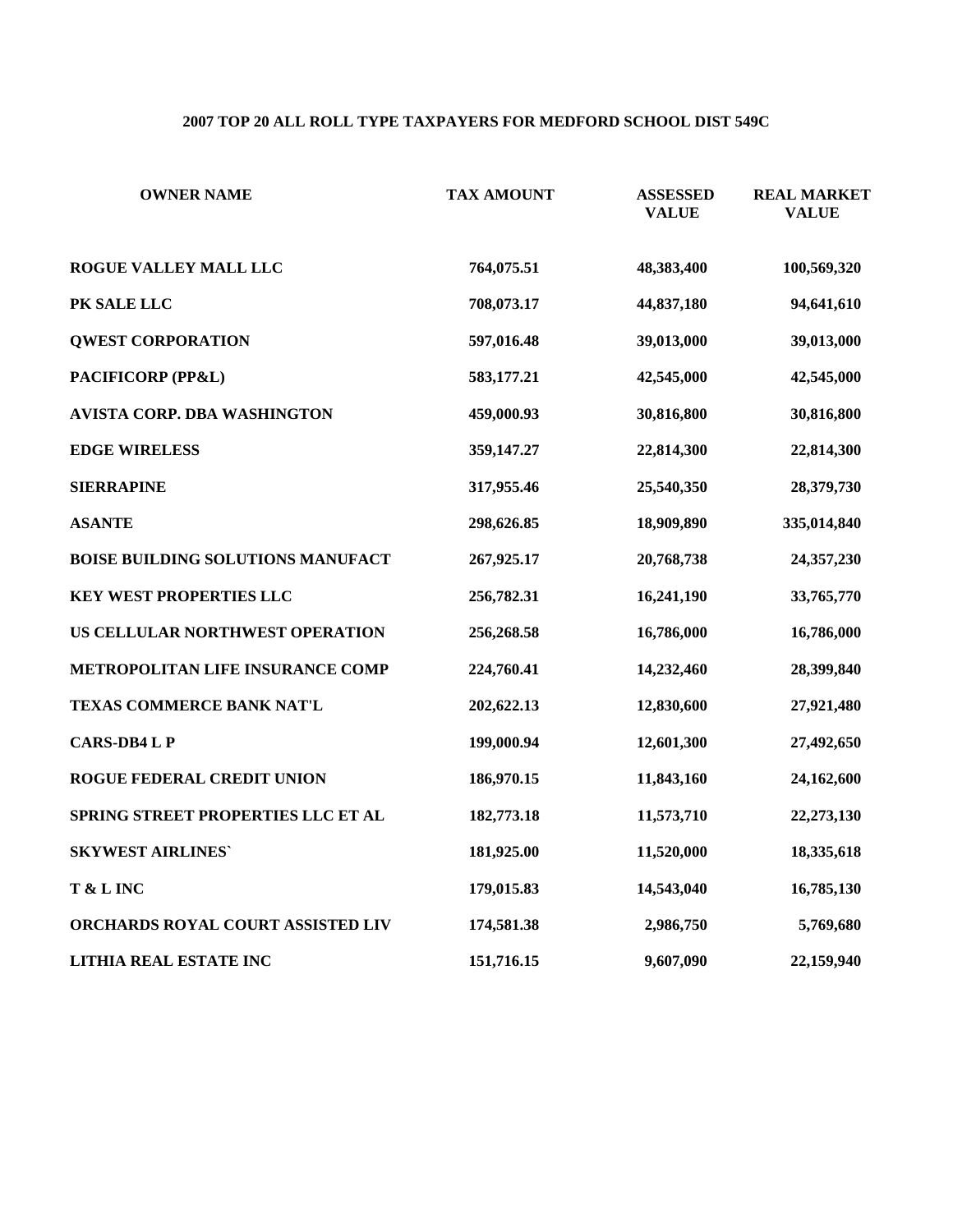**2007 TOP 20 ALL ROLL TYPE TAXPAYERS FOR MEDFORD SCHOOL DIST 549C**

| OWNER NAME | TAX AMOUNT | ASSESSED VALUE | REAL MARKET VALUE |
|---|---|---|---|
| ROGUE VALLEY MALL LLC | 764,075.51 | 48,383,400 | 100,569,320 |
| PK SALE LLC | 708,073.17 | 44,837,180 | 94,641,610 |
| QWEST CORPORATION | 597,016.48 | 39,013,000 | 39,013,000 |
| PACIFICORP (PP&L) | 583,177.21 | 42,545,000 | 42,545,000 |
| AVISTA CORP. DBA WASHINGTON | 459,000.93 | 30,816,800 | 30,816,800 |
| EDGE WIRELESS | 359,147.27 | 22,814,300 | 22,814,300 |
| SIERRAPINE | 317,955.46 | 25,540,350 | 28,379,730 |
| ASANTE | 298,626.85 | 18,909,890 | 335,014,840 |
| BOISE BUILDING SOLUTIONS MANUFACT | 267,925.17 | 20,768,738 | 24,357,230 |
| KEY WEST PROPERTIES LLC | 256,782.31 | 16,241,190 | 33,765,770 |
| US CELLULAR NORTHWEST OPERATION | 256,268.58 | 16,786,000 | 16,786,000 |
| METROPOLITAN LIFE INSURANCE COMP | 224,760.41 | 14,232,460 | 28,399,840 |
| TEXAS COMMERCE BANK NAT'L | 202,622.13 | 12,830,600 | 27,921,480 |
| CARS-DB4 L P | 199,000.94 | 12,601,300 | 27,492,650 |
| ROGUE FEDERAL CREDIT UNION | 186,970.15 | 11,843,160 | 24,162,600 |
| SPRING STREET PROPERTIES LLC ET AL | 182,773.18 | 11,573,710 | 22,273,130 |
| SKYWEST AIRLINES` | 181,925.00 | 11,520,000 | 18,335,618 |
| T & L INC | 179,015.83 | 14,543,040 | 16,785,130 |
| ORCHARDS ROYAL COURT ASSISTED LIV | 174,581.38 | 2,986,750 | 5,769,680 |
| LITHIA REAL ESTATE INC | 151,716.15 | 9,607,090 | 22,159,940 |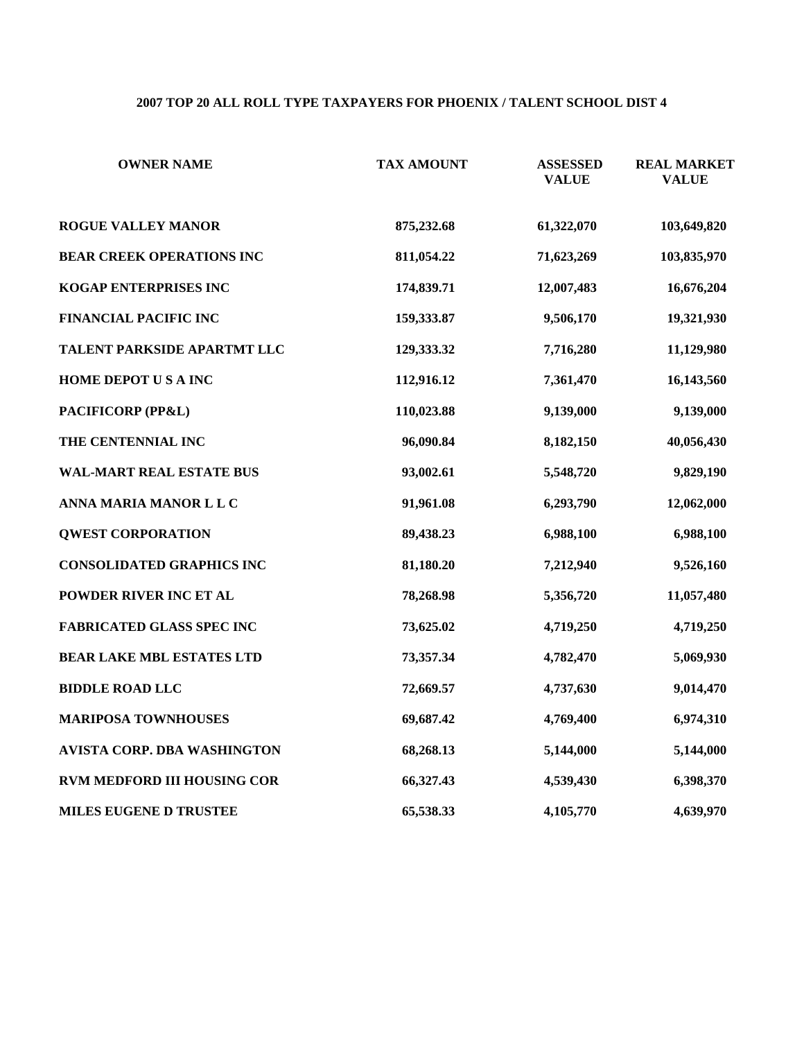## 2007 TOP 20 ALL ROLL TYPE TAXPAYERS FOR PHOENIX / TALENT SCHOOL DIST 4

| OWNER NAME | TAX AMOUNT | ASSESSED VALUE | REAL MARKET VALUE |
|---|---|---|---|
| ROGUE VALLEY MANOR | 875,232.68 | 61,322,070 | 103,649,820 |
| BEAR CREEK OPERATIONS INC | 811,054.22 | 71,623,269 | 103,835,970 |
| KOGAP ENTERPRISES INC | 174,839.71 | 12,007,483 | 16,676,204 |
| FINANCIAL PACIFIC INC | 159,333.87 | 9,506,170 | 19,321,930 |
| TALENT PARKSIDE APARTMT LLC | 129,333.32 | 7,716,280 | 11,129,980 |
| HOME DEPOT U S A INC | 112,916.12 | 7,361,470 | 16,143,560 |
| PACIFICORP (PP&L) | 110,023.88 | 9,139,000 | 9,139,000 |
| THE CENTENNIAL INC | 96,090.84 | 8,182,150 | 40,056,430 |
| WAL-MART REAL ESTATE BUS | 93,002.61 | 5,548,720 | 9,829,190 |
| ANNA MARIA MANOR L L C | 91,961.08 | 6,293,790 | 12,062,000 |
| QWEST CORPORATION | 89,438.23 | 6,988,100 | 6,988,100 |
| CONSOLIDATED GRAPHICS INC | 81,180.20 | 7,212,940 | 9,526,160 |
| POWDER RIVER INC ET AL | 78,268.98 | 5,356,720 | 11,057,480 |
| FABRICATED GLASS SPEC INC | 73,625.02 | 4,719,250 | 4,719,250 |
| BEAR LAKE MBL ESTATES LTD | 73,357.34 | 4,782,470 | 5,069,930 |
| BIDDLE ROAD LLC | 72,669.57 | 4,737,630 | 9,014,470 |
| MARIPOSA TOWNHOUSES | 69,687.42 | 4,769,400 | 6,974,310 |
| AVISTA CORP. DBA WASHINGTON | 68,268.13 | 5,144,000 | 5,144,000 |
| RVM MEDFORD III HOUSING COR | 66,327.43 | 4,539,430 | 6,398,370 |
| MILES EUGENE D TRUSTEE | 65,538.33 | 4,105,770 | 4,639,970 |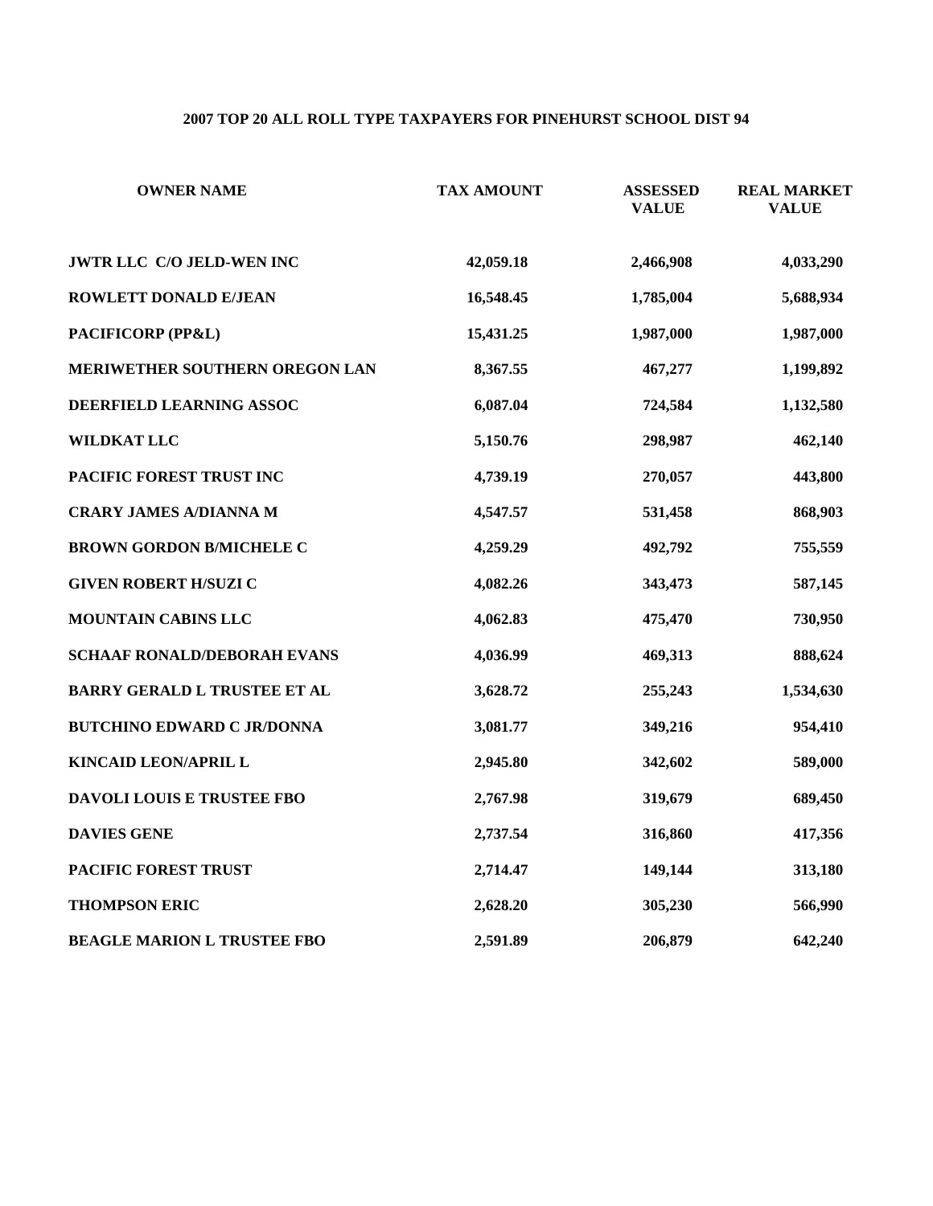**2007 TOP 20 ALL ROLL TYPE TAXPAYERS FOR PINEHURST SCHOOL DIST 94**

| OWNER NAME | TAX AMOUNT | ASSESSED VALUE | REAL MARKET VALUE |
|---|---|---|---|
| JWTR LLC C/O JELD-WEN INC | 42,059.18 | 2,466,908 | 4,033,290 |
| ROWLETT DONALD E/JEAN | 16,548.45 | 1,785,004 | 5,688,934 |
| PACIFICORP (PP&L) | 15,431.25 | 1,987,000 | 1,987,000 |
| MERIWETHER SOUTHERN OREGON LAN | 8,367.55 | 467,277 | 1,199,892 |
| DEERFIELD LEARNING ASSOC | 6,087.04 | 724,584 | 1,132,580 |
| WILDKAT LLC | 5,150.76 | 298,987 | 462,140 |
| PACIFIC FOREST TRUST INC | 4,739.19 | 270,057 | 443,800 |
| CRARY JAMES A/DIANNA M | 4,547.57 | 531,458 | 868,903 |
| BROWN GORDON B/MICHELE C | 4,259.29 | 492,792 | 755,559 |
| GIVEN ROBERT H/SUZI C | 4,082.26 | 343,473 | 587,145 |
| MOUNTAIN CABINS LLC | 4,062.83 | 475,470 | 730,950 |
| SCHAAF RONALD/DEBORAH EVANS | 4,036.99 | 469,313 | 888,624 |
| BARRY GERALD L TRUSTEE ET AL | 3,628.72 | 255,243 | 1,534,630 |
| BUTCHINO EDWARD C JR/DONNA | 3,081.77 | 349,216 | 954,410 |
| KINCAID LEON/APRIL L | 2,945.80 | 342,602 | 589,000 |
| DAVOLI LOUIS E TRUSTEE FBO | 2,767.98 | 319,679 | 689,450 |
| DAVIES GENE | 2,737.54 | 316,860 | 417,356 |
| PACIFIC FOREST TRUST | 2,714.47 | 149,144 | 313,180 |
| THOMPSON ERIC | 2,628.20 | 305,230 | 566,990 |
| BEAGLE MARION L TRUSTEE FBO | 2,591.89 | 206,879 | 642,240 |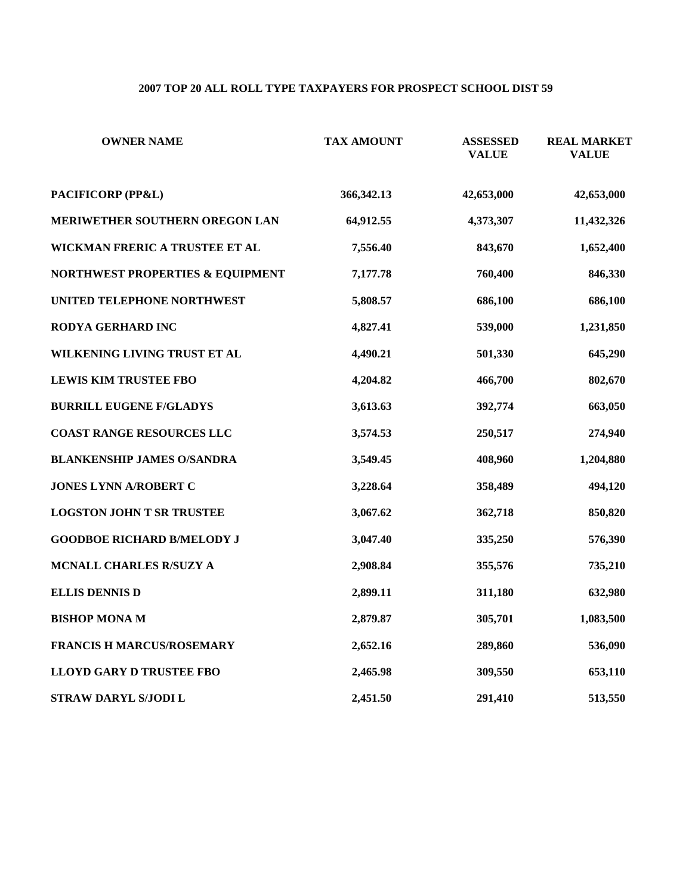## 2007 TOP 20 ALL ROLL TYPE TAXPAYERS FOR PROSPECT SCHOOL DIST 59

| OWNER NAME | TAX AMOUNT | ASSESSED VALUE | REAL MARKET VALUE |
|---|---|---|---|
| PACIFICORP (PP&L) | 366,342.13 | 42,653,000 | 42,653,000 |
| MERIWETHER SOUTHERN OREGON LAN | 64,912.55 | 4,373,307 | 11,432,326 |
| WICKMAN FRERIC A TRUSTEE ET AL | 7,556.40 | 843,670 | 1,652,400 |
| NORTHWEST PROPERTIES & EQUIPMENT | 7,177.78 | 760,400 | 846,330 |
| UNITED TELEPHONE NORTHWEST | 5,808.57 | 686,100 | 686,100 |
| RODYA GERHARD INC | 4,827.41 | 539,000 | 1,231,850 |
| WILKENING LIVING TRUST ET AL | 4,490.21 | 501,330 | 645,290 |
| LEWIS KIM TRUSTEE FBO | 4,204.82 | 466,700 | 802,670 |
| BURRILL EUGENE F/GLADYS | 3,613.63 | 392,774 | 663,050 |
| COAST RANGE RESOURCES LLC | 3,574.53 | 250,517 | 274,940 |
| BLANKENSHIP JAMES O/SANDRA | 3,549.45 | 408,960 | 1,204,880 |
| JONES LYNN A/ROBERT C | 3,228.64 | 358,489 | 494,120 |
| LOGSTON JOHN T SR TRUSTEE | 3,067.62 | 362,718 | 850,820 |
| GOODBOE RICHARD B/MELODY J | 3,047.40 | 335,250 | 576,390 |
| MCNALL CHARLES R/SUZY A | 2,908.84 | 355,576 | 735,210 |
| ELLIS DENNIS D | 2,899.11 | 311,180 | 632,980 |
| BISHOP MONA M | 2,879.87 | 305,701 | 1,083,500 |
| FRANCIS H MARCUS/ROSEMARY | 2,652.16 | 289,860 | 536,090 |
| LLOYD GARY D TRUSTEE FBO | 2,465.98 | 309,550 | 653,110 |
| STRAW DARYL S/JODI L | 2,451.50 | 291,410 | 513,550 |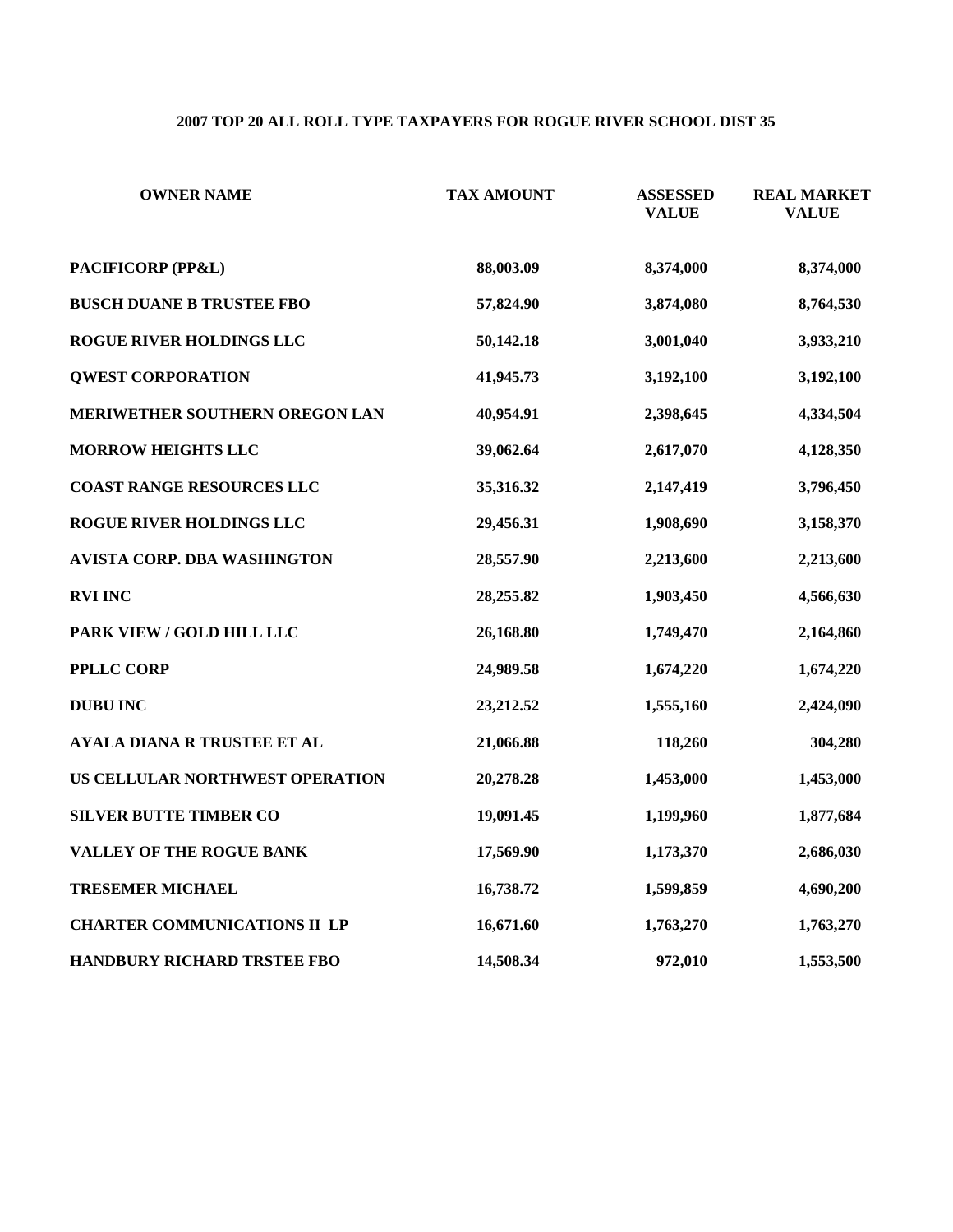**2007 TOP 20 ALL ROLL TYPE TAXPAYERS FOR ROGUE RIVER SCHOOL DIST 35**

| OWNER NAME | TAX AMOUNT | ASSESSED VALUE | REAL MARKET VALUE |
|---|---|---|---|
| PACIFICORP (PP&L) | 88,003.09 | 8,374,000 | 8,374,000 |
| BUSCH DUANE B TRUSTEE FBO | 57,824.90 | 3,874,080 | 8,764,530 |
| ROGUE RIVER HOLDINGS LLC | 50,142.18 | 3,001,040 | 3,933,210 |
| QWEST CORPORATION | 41,945.73 | 3,192,100 | 3,192,100 |
| MERIWETHER SOUTHERN OREGON LAN | 40,954.91 | 2,398,645 | 4,334,504 |
| MORROW HEIGHTS LLC | 39,062.64 | 2,617,070 | 4,128,350 |
| COAST RANGE RESOURCES LLC | 35,316.32 | 2,147,419 | 3,796,450 |
| ROGUE RIVER HOLDINGS LLC | 29,456.31 | 1,908,690 | 3,158,370 |
| AVISTA CORP. DBA WASHINGTON | 28,557.90 | 2,213,600 | 2,213,600 |
| RVI INC | 28,255.82 | 1,903,450 | 4,566,630 |
| PARK VIEW / GOLD HILL LLC | 26,168.80 | 1,749,470 | 2,164,860 |
| PPLLC CORP | 24,989.58 | 1,674,220 | 1,674,220 |
| DUBU INC | 23,212.52 | 1,555,160 | 2,424,090 |
| AYALA DIANA R TRUSTEE ET AL | 21,066.88 | 118,260 | 304,280 |
| US CELLULAR NORTHWEST OPERATION | 20,278.28 | 1,453,000 | 1,453,000 |
| SILVER BUTTE TIMBER CO | 19,091.45 | 1,199,960 | 1,877,684 |
| VALLEY OF THE ROGUE BANK | 17,569.90 | 1,173,370 | 2,686,030 |
| TRESEMER MICHAEL | 16,738.72 | 1,599,859 | 4,690,200 |
| CHARTER COMMUNICATIONS II LP | 16,671.60 | 1,763,270 | 1,763,270 |
| HANDBURY RICHARD TRSTEE FBO | 14,508.34 | 972,010 | 1,553,500 |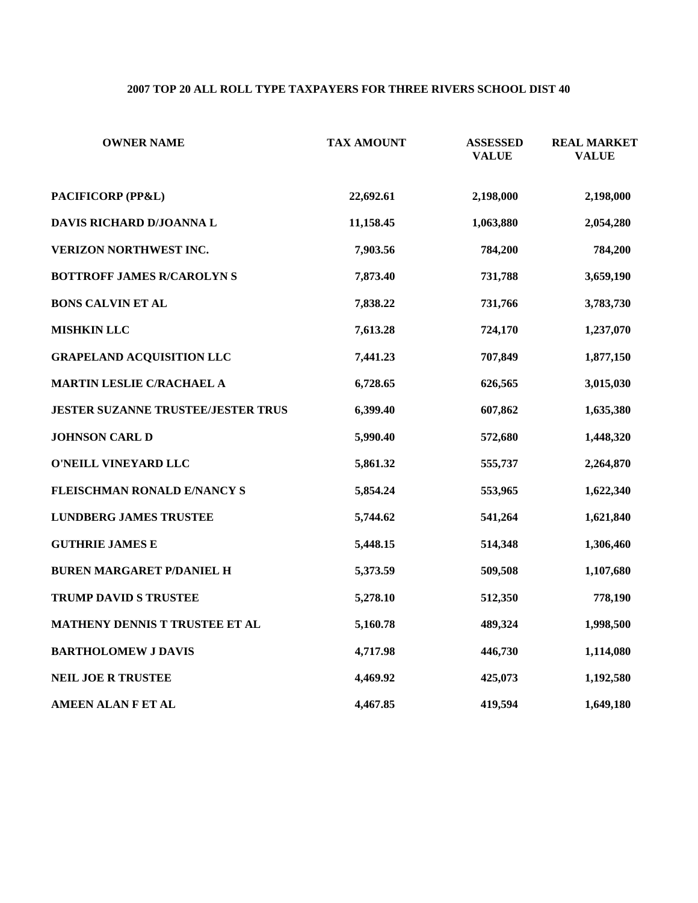## 2007 TOP 20 ALL ROLL TYPE TAXPAYERS FOR THREE RIVERS SCHOOL DIST 40

| OWNER NAME | TAX AMOUNT | ASSESSED VALUE | REAL MARKET VALUE |
|---|---|---|---|
| PACIFICORP (PP&L) | 22,692.61 | 2,198,000 | 2,198,000 |
| DAVIS RICHARD D/JOANNA L | 11,158.45 | 1,063,880 | 2,054,280 |
| VERIZON NORTHWEST INC. | 7,903.56 | 784,200 | 784,200 |
| BOTTROFF JAMES R/CAROLYN S | 7,873.40 | 731,788 | 3,659,190 |
| BONS CALVIN ET AL | 7,838.22 | 731,766 | 3,783,730 |
| MISHKIN LLC | 7,613.28 | 724,170 | 1,237,070 |
| GRAPELAND ACQUISITION LLC | 7,441.23 | 707,849 | 1,877,150 |
| MARTIN LESLIE C/RACHAEL A | 6,728.65 | 626,565 | 3,015,030 |
| JESTER SUZANNE TRUSTEE/JESTER TRUS | 6,399.40 | 607,862 | 1,635,380 |
| JOHNSON CARL D | 5,990.40 | 572,680 | 1,448,320 |
| O'NEILL VINEYARD LLC | 5,861.32 | 555,737 | 2,264,870 |
| FLEISCHMAN RONALD E/NANCY S | 5,854.24 | 553,965 | 1,622,340 |
| LUNDBERG JAMES TRUSTEE | 5,744.62 | 541,264 | 1,621,840 |
| GUTHRIE JAMES E | 5,448.15 | 514,348 | 1,306,460 |
| BUREN MARGARET P/DANIEL H | 5,373.59 | 509,508 | 1,107,680 |
| TRUMP DAVID S TRUSTEE | 5,278.10 | 512,350 | 778,190 |
| MATHENY DENNIS T TRUSTEE ET AL | 5,160.78 | 489,324 | 1,998,500 |
| BARTHOLOMEW J DAVIS | 4,717.98 | 446,730 | 1,114,080 |
| NEIL JOE R TRUSTEE | 4,469.92 | 425,073 | 1,192,580 |
| AMEEN ALAN F ET AL | 4,467.85 | 419,594 | 1,649,180 |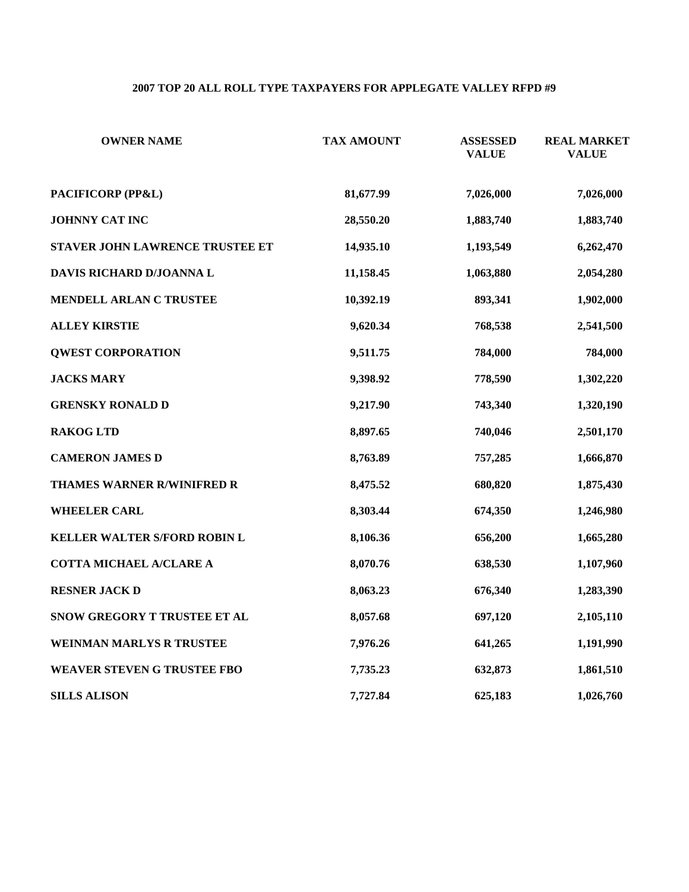## 2007 TOP 20 ALL ROLL TYPE TAXPAYERS FOR APPLEGATE VALLEY RFPD #9

| OWNER NAME | TAX AMOUNT | ASSESSED VALUE | REAL MARKET VALUE |
|---|---|---|---|
| PACIFICORP (PP&L) | 81,677.99 | 7,026,000 | 7,026,000 |
| JOHNNY CAT INC | 28,550.20 | 1,883,740 | 1,883,740 |
| STAVER JOHN LAWRENCE TRUSTEE ET | 14,935.10 | 1,193,549 | 6,262,470 |
| DAVIS RICHARD D/JOANNA L | 11,158.45 | 1,063,880 | 2,054,280 |
| MENDELL ARLAN C TRUSTEE | 10,392.19 | 893,341 | 1,902,000 |
| ALLEY KIRSTIE | 9,620.34 | 768,538 | 2,541,500 |
| QWEST CORPORATION | 9,511.75 | 784,000 | 784,000 |
| JACKS MARY | 9,398.92 | 778,590 | 1,302,220 |
| GRENSKY RONALD D | 9,217.90 | 743,340 | 1,320,190 |
| RAKOG LTD | 8,897.65 | 740,046 | 2,501,170 |
| CAMERON JAMES D | 8,763.89 | 757,285 | 1,666,870 |
| THAMES WARNER R/WINIFRED R | 8,475.52 | 680,820 | 1,875,430 |
| WHEELER CARL | 8,303.44 | 674,350 | 1,246,980 |
| KELLER WALTER S/FORD ROBIN L | 8,106.36 | 656,200 | 1,665,280 |
| COTTA MICHAEL A/CLARE A | 8,070.76 | 638,530 | 1,107,960 |
| RESNER JACK D | 8,063.23 | 676,340 | 1,283,390 |
| SNOW GREGORY T TRUSTEE ET AL | 8,057.68 | 697,120 | 2,105,110 |
| WEINMAN MARLYS R TRUSTEE | 7,976.26 | 641,265 | 1,191,990 |
| WEAVER STEVEN G TRUSTEE FBO | 7,735.23 | 632,873 | 1,861,510 |
| SILLS ALISON | 7,727.84 | 625,183 | 1,026,760 |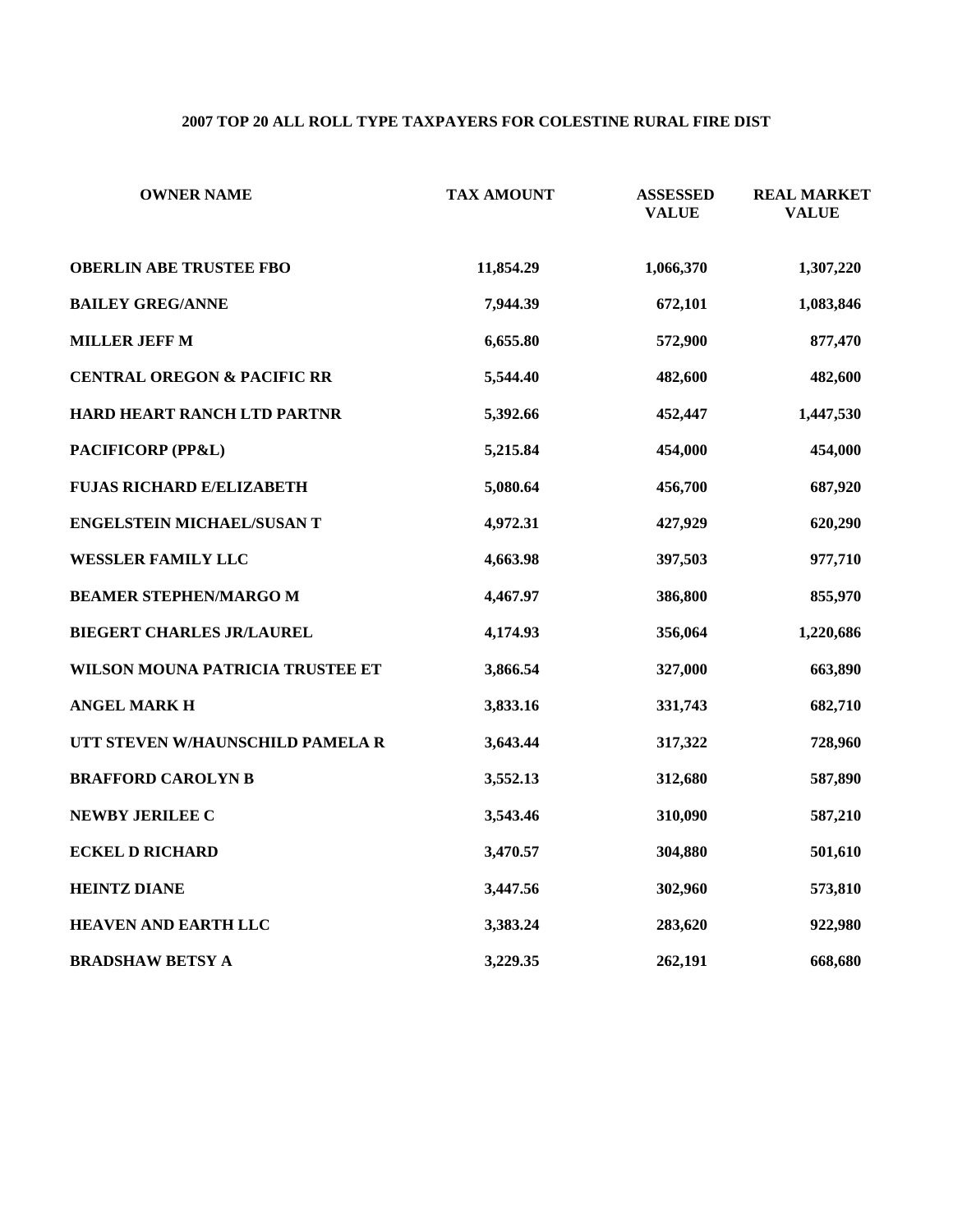## 2007 TOP 20 ALL ROLL TYPE TAXPAYERS FOR COLESTINE RURAL FIRE DIST

| OWNER NAME | TAX AMOUNT | ASSESSED VALUE | REAL MARKET VALUE |
|---|---|---|---|
| OBERLIN ABE TRUSTEE FBO | 11,854.29 | 1,066,370 | 1,307,220 |
| BAILEY GREG/ANNE | 7,944.39 | 672,101 | 1,083,846 |
| MILLER JEFF M | 6,655.80 | 572,900 | 877,470 |
| CENTRAL OREGON & PACIFIC RR | 5,544.40 | 482,600 | 482,600 |
| HARD HEART RANCH LTD PARTNR | 5,392.66 | 452,447 | 1,447,530 |
| PACIFICORP (PP&L) | 5,215.84 | 454,000 | 454,000 |
| FUJAS RICHARD E/ELIZABETH | 5,080.64 | 456,700 | 687,920 |
| ENGELSTEIN MICHAEL/SUSAN T | 4,972.31 | 427,929 | 620,290 |
| WESSLER FAMILY LLC | 4,663.98 | 397,503 | 977,710 |
| BEAMER STEPHEN/MARGO M | 4,467.97 | 386,800 | 855,970 |
| BIEGERT CHARLES JR/LAUREL | 4,174.93 | 356,064 | 1,220,686 |
| WILSON MOUNA PATRICIA TRUSTEE ET | 3,866.54 | 327,000 | 663,890 |
| ANGEL MARK H | 3,833.16 | 331,743 | 682,710 |
| UTT STEVEN W/HAUNSCHILD PAMELA R | 3,643.44 | 317,322 | 728,960 |
| BRAFFORD CAROLYN B | 3,552.13 | 312,680 | 587,890 |
| NEWBY JERILEE C | 3,543.46 | 310,090 | 587,210 |
| ECKEL D RICHARD | 3,470.57 | 304,880 | 501,610 |
| HEINTZ DIANE | 3,447.56 | 302,960 | 573,810 |
| HEAVEN AND EARTH LLC | 3,383.24 | 283,620 | 922,980 |
| BRADSHAW BETSY A | 3,229.35 | 262,191 | 668,680 |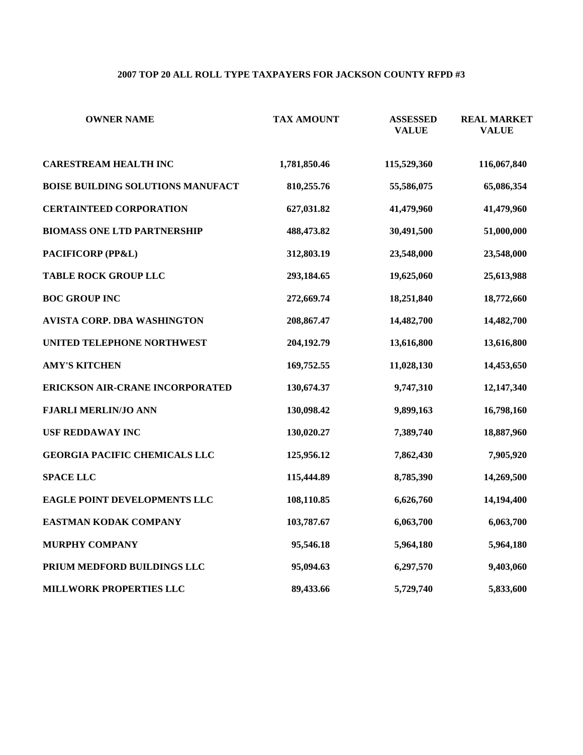### 2007 TOP 20 ALL ROLL TYPE TAXPAYERS FOR JACKSON COUNTY RFPD #3

| OWNER NAME | TAX AMOUNT | ASSESSED VALUE | REAL MARKET VALUE |
|---|---|---|---|
| CARESTREAM HEALTH INC | 1,781,850.46 | 115,529,360 | 116,067,840 |
| BOISE BUILDING SOLUTIONS MANUFACT | 810,255.76 | 55,586,075 | 65,086,354 |
| CERTAINTEED CORPORATION | 627,031.82 | 41,479,960 | 41,479,960 |
| BIOMASS ONE LTD PARTNERSHIP | 488,473.82 | 30,491,500 | 51,000,000 |
| PACIFICORP (PP&L) | 312,803.19 | 23,548,000 | 23,548,000 |
| TABLE ROCK GROUP LLC | 293,184.65 | 19,625,060 | 25,613,988 |
| BOC GROUP INC | 272,669.74 | 18,251,840 | 18,772,660 |
| AVISTA CORP. DBA WASHINGTON | 208,867.47 | 14,482,700 | 14,482,700 |
| UNITED TELEPHONE NORTHWEST | 204,192.79 | 13,616,800 | 13,616,800 |
| AMY'S KITCHEN | 169,752.55 | 11,028,130 | 14,453,650 |
| ERICKSON AIR-CRANE INCORPORATED | 130,674.37 | 9,747,310 | 12,147,340 |
| FJARLI MERLIN/JO ANN | 130,098.42 | 9,899,163 | 16,798,160 |
| USF REDDAWAY INC | 130,020.27 | 7,389,740 | 18,887,960 |
| GEORGIA PACIFIC CHEMICALS LLC | 125,956.12 | 7,862,430 | 7,905,920 |
| SPACE LLC | 115,444.89 | 8,785,390 | 14,269,500 |
| EAGLE POINT DEVELOPMENTS LLC | 108,110.85 | 6,626,760 | 14,194,400 |
| EASTMAN KODAK COMPANY | 103,787.67 | 6,063,700 | 6,063,700 |
| MURPHY COMPANY | 95,546.18 | 5,964,180 | 5,964,180 |
| PRIUM MEDFORD BUILDINGS LLC | 95,094.63 | 6,297,570 | 9,403,060 |
| MILLWORK PROPERTIES LLC | 89,433.66 | 5,729,740 | 5,833,600 |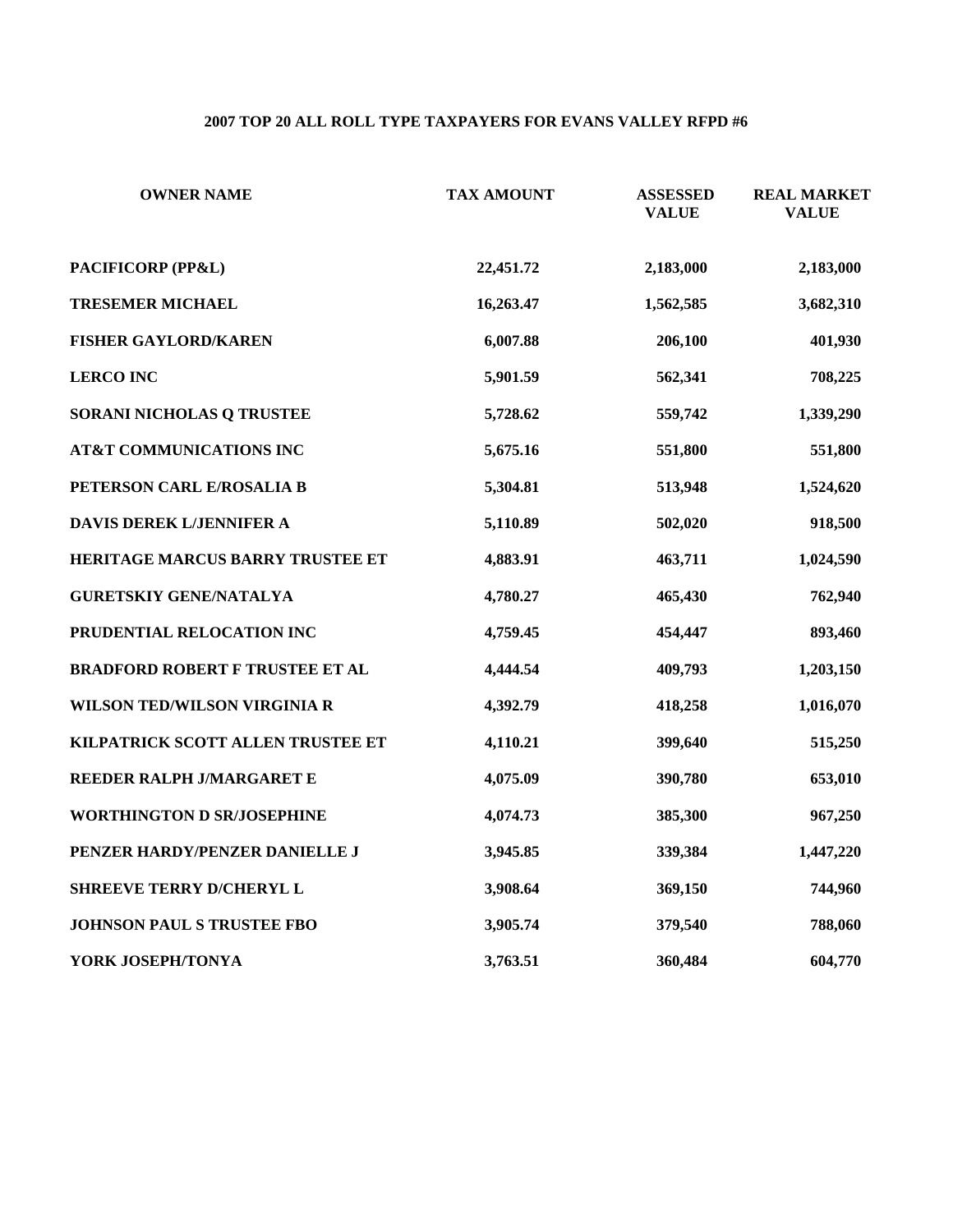## 2007 TOP 20 ALL ROLL TYPE TAXPAYERS FOR EVANS VALLEY RFPD #6

| OWNER NAME | TAX AMOUNT | ASSESSED VALUE | REAL MARKET VALUE |
|---|---|---|---|
| PACIFICORP (PP&L) | 22,451.72 | 2,183,000 | 2,183,000 |
| TRESEMER MICHAEL | 16,263.47 | 1,562,585 | 3,682,310 |
| FISHER GAYLORD/KAREN | 6,007.88 | 206,100 | 401,930 |
| LERCO INC | 5,901.59 | 562,341 | 708,225 |
| SORANI NICHOLAS Q TRUSTEE | 5,728.62 | 559,742 | 1,339,290 |
| AT&T COMMUNICATIONS INC | 5,675.16 | 551,800 | 551,800 |
| PETERSON CARL E/ROSALIA B | 5,304.81 | 513,948 | 1,524,620 |
| DAVIS DEREK L/JENNIFER A | 5,110.89 | 502,020 | 918,500 |
| HERITAGE MARCUS BARRY TRUSTEE ET | 4,883.91 | 463,711 | 1,024,590 |
| GURETSKIY GENE/NATALYA | 4,780.27 | 465,430 | 762,940 |
| PRUDENTIAL RELOCATION INC | 4,759.45 | 454,447 | 893,460 |
| BRADFORD ROBERT F TRUSTEE ET AL | 4,444.54 | 409,793 | 1,203,150 |
| WILSON TED/WILSON VIRGINIA R | 4,392.79 | 418,258 | 1,016,070 |
| KILPATRICK SCOTT ALLEN TRUSTEE ET | 4,110.21 | 399,640 | 515,250 |
| REEDER RALPH J/MARGARET E | 4,075.09 | 390,780 | 653,010 |
| WORTHINGTON D SR/JOSEPHINE | 4,074.73 | 385,300 | 967,250 |
| PENZER HARDY/PENZER DANIELLE J | 3,945.85 | 339,384 | 1,447,220 |
| SHREEVE TERRY D/CHERYL L | 3,908.64 | 369,150 | 744,960 |
| JOHNSON PAUL S TRUSTEE FBO | 3,905.74 | 379,540 | 788,060 |
| YORK JOSEPH/TONYA | 3,763.51 | 360,484 | 604,770 |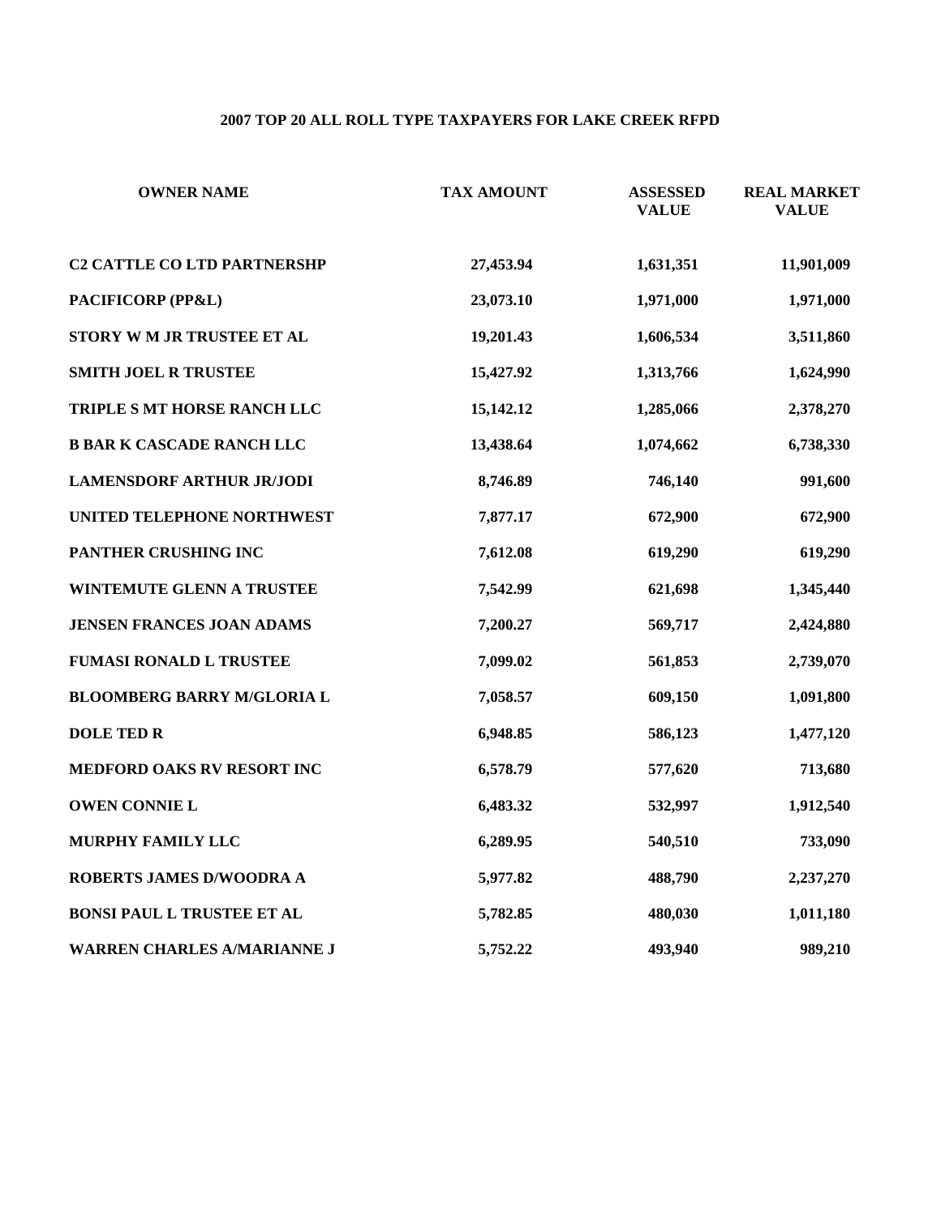## 2007 TOP 20 ALL ROLL TYPE TAXPAYERS FOR LAKE CREEK RFPD

| OWNER NAME | TAX AMOUNT | ASSESSED VALUE | REAL MARKET VALUE |
|---|---|---|---|
| C2 CATTLE CO LTD PARTNERSHP | 27,453.94 | 1,631,351 | 11,901,009 |
| PACIFICORP (PP&L) | 23,073.10 | 1,971,000 | 1,971,000 |
| STORY W M JR TRUSTEE ET AL | 19,201.43 | 1,606,534 | 3,511,860 |
| SMITH JOEL R TRUSTEE | 15,427.92 | 1,313,766 | 1,624,990 |
| TRIPLE S MT HORSE RANCH LLC | 15,142.12 | 1,285,066 | 2,378,270 |
| B BAR K CASCADE RANCH LLC | 13,438.64 | 1,074,662 | 6,738,330 |
| LAMENSDORF ARTHUR JR/JODI | 8,746.89 | 746,140 | 991,600 |
| UNITED TELEPHONE NORTHWEST | 7,877.17 | 672,900 | 672,900 |
| PANTHER CRUSHING INC | 7,612.08 | 619,290 | 619,290 |
| WINTEMUTE GLENN A TRUSTEE | 7,542.99 | 621,698 | 1,345,440 |
| JENSEN FRANCES JOAN ADAMS | 7,200.27 | 569,717 | 2,424,880 |
| FUMASI RONALD L TRUSTEE | 7,099.02 | 561,853 | 2,739,070 |
| BLOOMBERG BARRY M/GLORIA L | 7,058.57 | 609,150 | 1,091,800 |
| DOLE TED R | 6,948.85 | 586,123 | 1,477,120 |
| MEDFORD OAKS RV RESORT INC | 6,578.79 | 577,620 | 713,680 |
| OWEN CONNIE L | 6,483.32 | 532,997 | 1,912,540 |
| MURPHY FAMILY LLC | 6,289.95 | 540,510 | 733,090 |
| ROBERTS JAMES D/WOODRA A | 5,977.82 | 488,790 | 2,237,270 |
| BONSI PAUL L TRUSTEE ET AL | 5,782.85 | 480,030 | 1,011,180 |
| WARREN CHARLES A/MARIANNE J | 5,752.22 | 493,940 | 989,210 |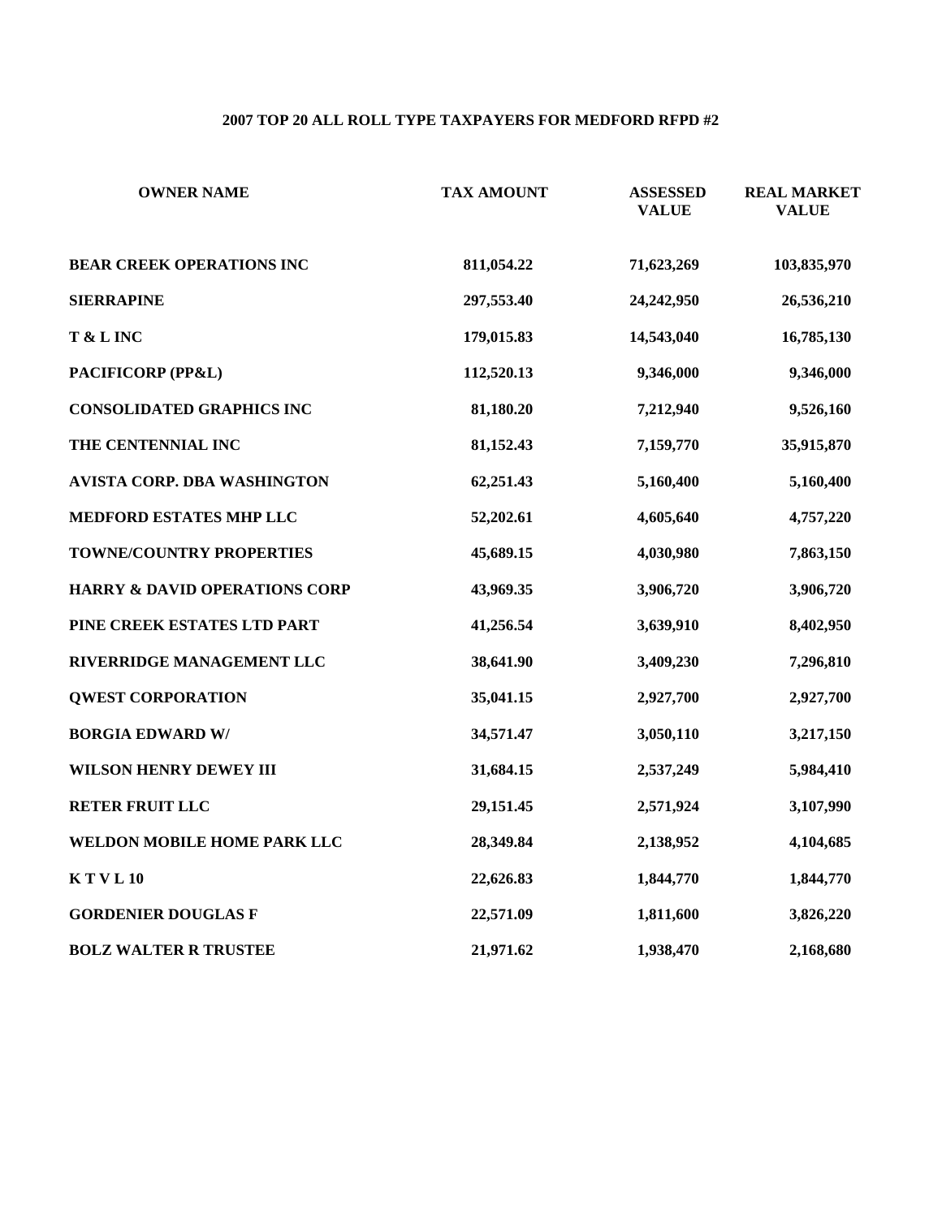**2007 TOP 20 ALL ROLL TYPE TAXPAYERS FOR MEDFORD RFPD #2**

| OWNER NAME | TAX AMOUNT | ASSESSED VALUE | REAL MARKET VALUE |
|---|---|---|---|
| BEAR CREEK OPERATIONS INC | 811,054.22 | 71,623,269 | 103,835,970 |
| SIERRAPINE | 297,553.40 | 24,242,950 | 26,536,210 |
| T & L INC | 179,015.83 | 14,543,040 | 16,785,130 |
| PACIFICORP (PP&L) | 112,520.13 | 9,346,000 | 9,346,000 |
| CONSOLIDATED GRAPHICS INC | 81,180.20 | 7,212,940 | 9,526,160 |
| THE CENTENNIAL INC | 81,152.43 | 7,159,770 | 35,915,870 |
| AVISTA CORP. DBA WASHINGTON | 62,251.43 | 5,160,400 | 5,160,400 |
| MEDFORD ESTATES MHP LLC | 52,202.61 | 4,605,640 | 4,757,220 |
| TOWNE/COUNTRY PROPERTIES | 45,689.15 | 4,030,980 | 7,863,150 |
| HARRY & DAVID OPERATIONS CORP | 43,969.35 | 3,906,720 | 3,906,720 |
| PINE CREEK ESTATES LTD PART | 41,256.54 | 3,639,910 | 8,402,950 |
| RIVERRIDGE MANAGEMENT LLC | 38,641.90 | 3,409,230 | 7,296,810 |
| QWEST CORPORATION | 35,041.15 | 2,927,700 | 2,927,700 |
| BORGIA EDWARD W/ | 34,571.47 | 3,050,110 | 3,217,150 |
| WILSON HENRY DEWEY III | 31,684.15 | 2,537,249 | 5,984,410 |
| RETER FRUIT LLC | 29,151.45 | 2,571,924 | 3,107,990 |
| WELDON MOBILE HOME PARK LLC | 28,349.84 | 2,138,952 | 4,104,685 |
| K T V L 10 | 22,626.83 | 1,844,770 | 1,844,770 |
| GORDENIER DOUGLAS F | 22,571.09 | 1,811,600 | 3,826,220 |
| BOLZ WALTER R TRUSTEE | 21,971.62 | 1,938,470 | 2,168,680 |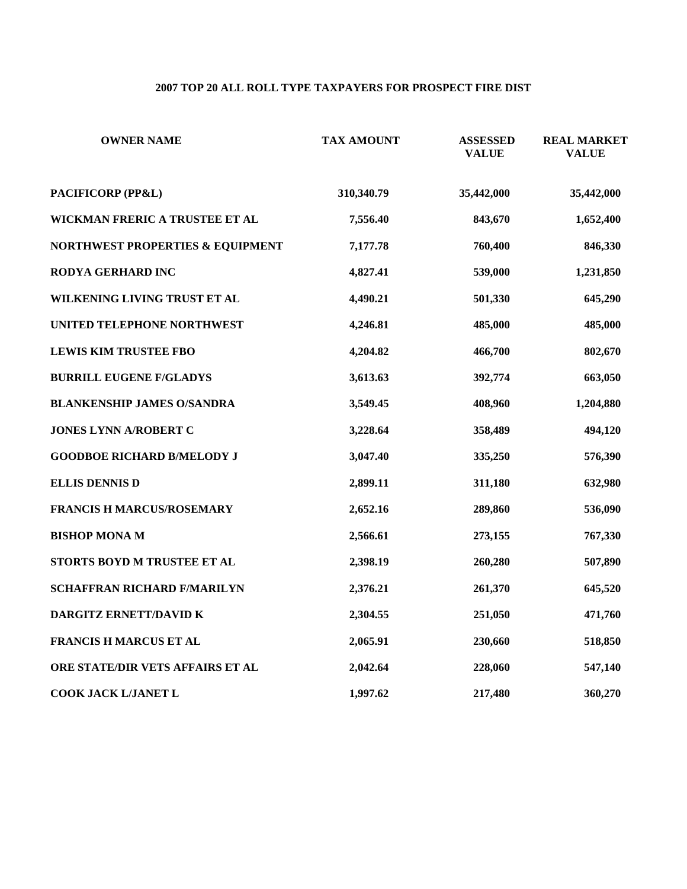## 2007 TOP 20 ALL ROLL TYPE TAXPAYERS FOR PROSPECT FIRE DIST

| OWNER NAME | TAX AMOUNT | ASSESSED VALUE | REAL MARKET VALUE |
|---|---|---|---|
| PACIFICORP (PP&L) | 310,340.79 | 35,442,000 | 35,442,000 |
| WICKMAN FRERIC A TRUSTEE ET AL | 7,556.40 | 843,670 | 1,652,400 |
| NORTHWEST PROPERTIES & EQUIPMENT | 7,177.78 | 760,400 | 846,330 |
| RODYA GERHARD INC | 4,827.41 | 539,000 | 1,231,850 |
| WILKENING LIVING TRUST ET AL | 4,490.21 | 501,330 | 645,290 |
| UNITED TELEPHONE NORTHWEST | 4,246.81 | 485,000 | 485,000 |
| LEWIS KIM TRUSTEE FBO | 4,204.82 | 466,700 | 802,670 |
| BURRILL EUGENE F/GLADYS | 3,613.63 | 392,774 | 663,050 |
| BLANKENSHIP JAMES O/SANDRA | 3,549.45 | 408,960 | 1,204,880 |
| JONES LYNN A/ROBERT C | 3,228.64 | 358,489 | 494,120 |
| GOODBOE RICHARD B/MELODY J | 3,047.40 | 335,250 | 576,390 |
| ELLIS DENNIS D | 2,899.11 | 311,180 | 632,980 |
| FRANCIS H MARCUS/ROSEMARY | 2,652.16 | 289,860 | 536,090 |
| BISHOP MONA M | 2,566.61 | 273,155 | 767,330 |
| STORTS BOYD M TRUSTEE ET AL | 2,398.19 | 260,280 | 507,890 |
| SCHAFFRAN RICHARD F/MARILYN | 2,376.21 | 261,370 | 645,520 |
| DARGITZ ERNETT/DAVID K | 2,304.55 | 251,050 | 471,760 |
| FRANCIS H MARCUS ET AL | 2,065.91 | 230,660 | 518,850 |
| ORE STATE/DIR VETS AFFAIRS ET AL | 2,042.64 | 228,060 | 547,140 |
| COOK JACK L/JANET L | 1,997.62 | 217,480 | 360,270 |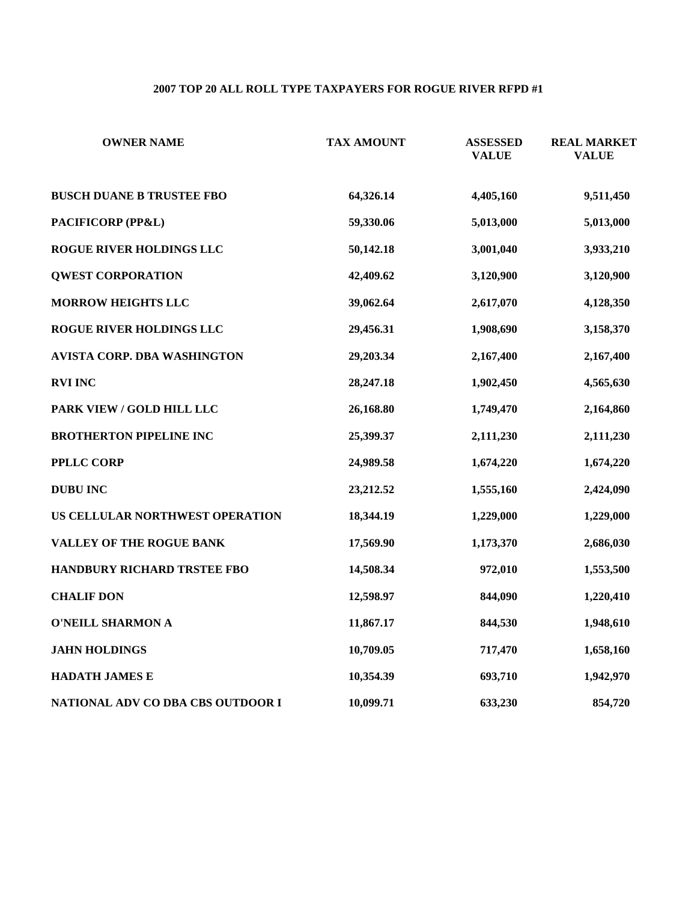## 2007 TOP 20 ALL ROLL TYPE TAXPAYERS FOR ROGUE RIVER RFPD #1

| OWNER NAME | TAX AMOUNT | ASSESSED VALUE | REAL MARKET VALUE |
|---|---|---|---|
| BUSCH DUANE B TRUSTEE FBO | 64,326.14 | 4,405,160 | 9,511,450 |
| PACIFICORP (PP&L) | 59,330.06 | 5,013,000 | 5,013,000 |
| ROGUE RIVER HOLDINGS LLC | 50,142.18 | 3,001,040 | 3,933,210 |
| QWEST CORPORATION | 42,409.62 | 3,120,900 | 3,120,900 |
| MORROW HEIGHTS LLC | 39,062.64 | 2,617,070 | 4,128,350 |
| ROGUE RIVER HOLDINGS LLC | 29,456.31 | 1,908,690 | 3,158,370 |
| AVISTA CORP. DBA WASHINGTON | 29,203.34 | 2,167,400 | 2,167,400 |
| RVI INC | 28,247.18 | 1,902,450 | 4,565,630 |
| PARK VIEW / GOLD HILL LLC | 26,168.80 | 1,749,470 | 2,164,860 |
| BROTHERTON PIPELINE INC | 25,399.37 | 2,111,230 | 2,111,230 |
| PPLLC CORP | 24,989.58 | 1,674,220 | 1,674,220 |
| DUBU INC | 23,212.52 | 1,555,160 | 2,424,090 |
| US CELLULAR NORTHWEST OPERATION | 18,344.19 | 1,229,000 | 1,229,000 |
| VALLEY OF THE ROGUE BANK | 17,569.90 | 1,173,370 | 2,686,030 |
| HANDBURY RICHARD TRSTEE FBO | 14,508.34 | 972,010 | 1,553,500 |
| CHALIF DON | 12,598.97 | 844,090 | 1,220,410 |
| O'NEILL SHARMON A | 11,867.17 | 844,530 | 1,948,610 |
| JAHN HOLDINGS | 10,709.05 | 717,470 | 1,658,160 |
| HADATH JAMES E | 10,354.39 | 693,710 | 1,942,970 |
| NATIONAL ADV CO DBA CBS OUTDOOR I | 10,099.71 | 633,230 | 854,720 |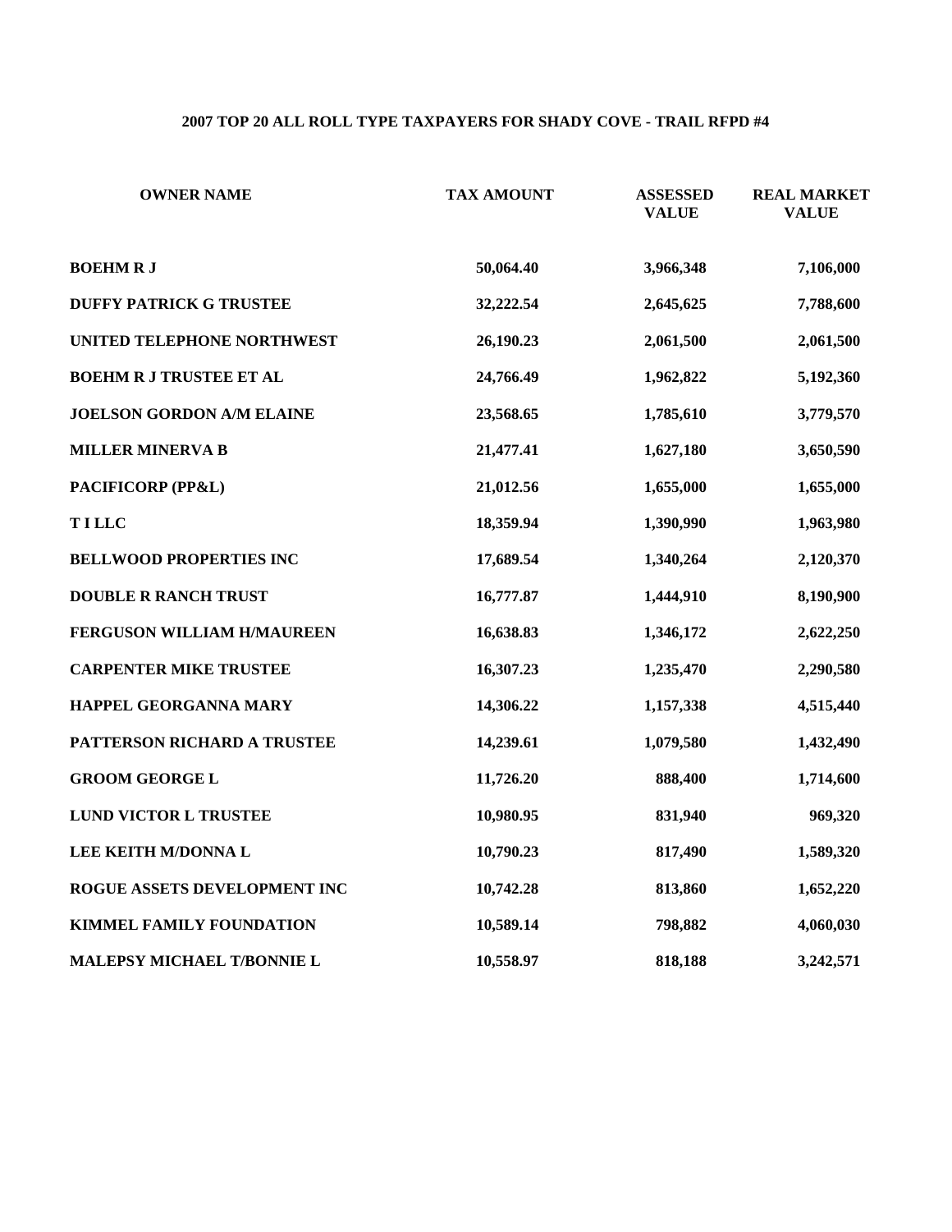## 2007 TOP 20 ALL ROLL TYPE TAXPAYERS FOR SHADY COVE - TRAIL RFPD #4

| OWNER NAME | TAX AMOUNT | ASSESSED VALUE | REAL MARKET VALUE |
|---|---|---|---|
| BOEHM R J | 50,064.40 | 3,966,348 | 7,106,000 |
| DUFFY PATRICK G TRUSTEE | 32,222.54 | 2,645,625 | 7,788,600 |
| UNITED TELEPHONE NORTHWEST | 26,190.23 | 2,061,500 | 2,061,500 |
| BOEHM R J TRUSTEE ET AL | 24,766.49 | 1,962,822 | 5,192,360 |
| JOELSON GORDON A/M ELAINE | 23,568.65 | 1,785,610 | 3,779,570 |
| MILLER MINERVA B | 21,477.41 | 1,627,180 | 3,650,590 |
| PACIFICORP (PP&L) | 21,012.56 | 1,655,000 | 1,655,000 |
| T I LLC | 18,359.94 | 1,390,990 | 1,963,980 |
| BELLWOOD PROPERTIES INC | 17,689.54 | 1,340,264 | 2,120,370 |
| DOUBLE R RANCH TRUST | 16,777.87 | 1,444,910 | 8,190,900 |
| FERGUSON WILLIAM H/MAUREEN | 16,638.83 | 1,346,172 | 2,622,250 |
| CARPENTER MIKE TRUSTEE | 16,307.23 | 1,235,470 | 2,290,580 |
| HAPPEL GEORGANNA MARY | 14,306.22 | 1,157,338 | 4,515,440 |
| PATTERSON RICHARD A TRUSTEE | 14,239.61 | 1,079,580 | 1,432,490 |
| GROOM GEORGE L | 11,726.20 | 888,400 | 1,714,600 |
| LUND VICTOR L TRUSTEE | 10,980.95 | 831,940 | 969,320 |
| LEE KEITH M/DONNA L | 10,790.23 | 817,490 | 1,589,320 |
| ROGUE ASSETS DEVELOPMENT INC | 10,742.28 | 813,860 | 1,652,220 |
| KIMMEL FAMILY FOUNDATION | 10,589.14 | 798,882 | 4,060,030 |
| MALEPSY MICHAEL T/BONNIE L | 10,558.97 | 818,188 | 3,242,571 |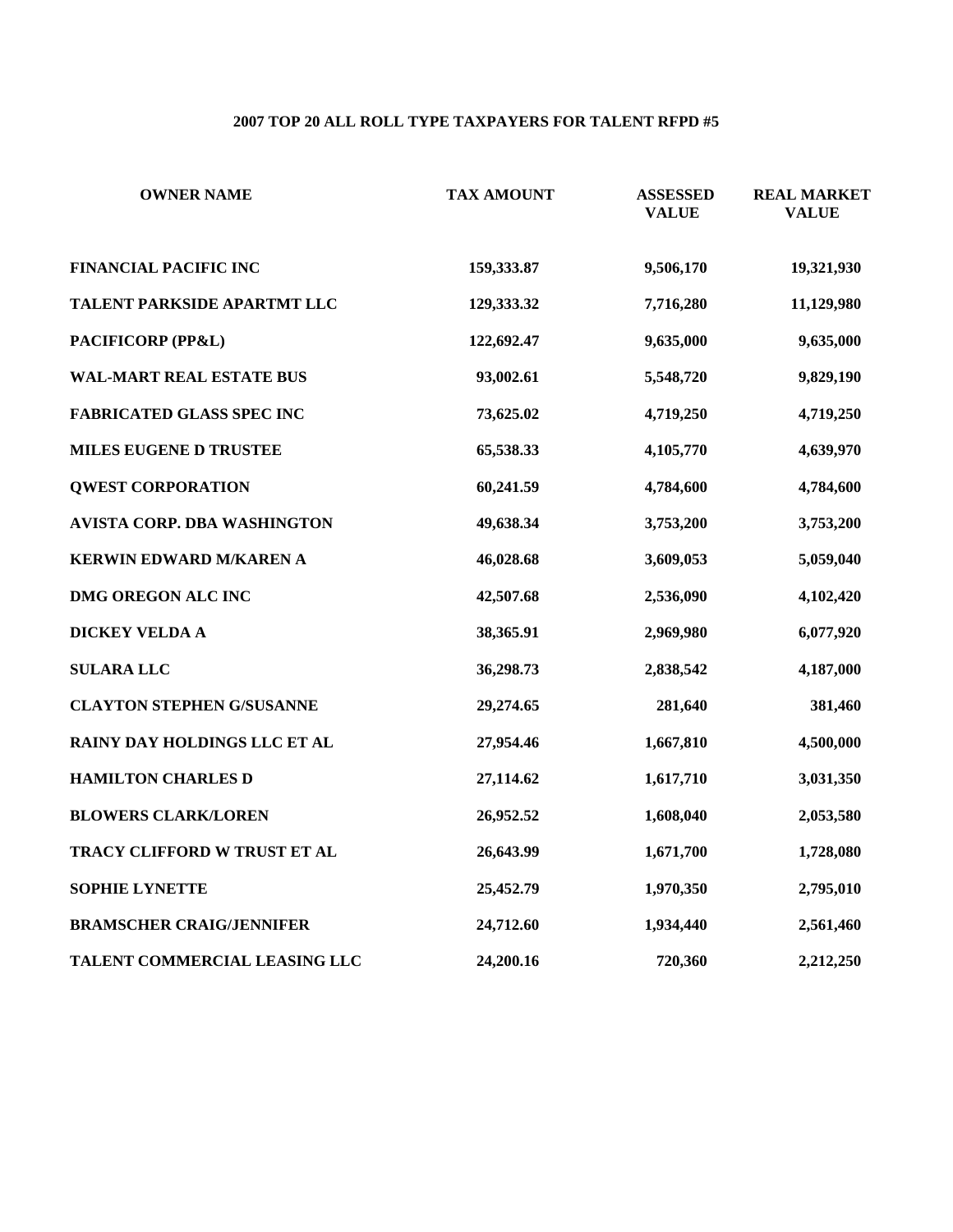**2007 TOP 20 ALL ROLL TYPE TAXPAYERS FOR TALENT RFPD #5**

| OWNER NAME | TAX AMOUNT | ASSESSED VALUE | REAL MARKET VALUE |
|---|---|---|---|
| FINANCIAL PACIFIC INC | 159,333.87 | 9,506,170 | 19,321,930 |
| TALENT PARKSIDE APARTMT LLC | 129,333.32 | 7,716,280 | 11,129,980 |
| PACIFICORP (PP&L) | 122,692.47 | 9,635,000 | 9,635,000 |
| WAL-MART REAL ESTATE BUS | 93,002.61 | 5,548,720 | 9,829,190 |
| FABRICATED GLASS SPEC INC | 73,625.02 | 4,719,250 | 4,719,250 |
| MILES EUGENE D TRUSTEE | 65,538.33 | 4,105,770 | 4,639,970 |
| QWEST CORPORATION | 60,241.59 | 4,784,600 | 4,784,600 |
| AVISTA CORP. DBA WASHINGTON | 49,638.34 | 3,753,200 | 3,753,200 |
| KERWIN EDWARD M/KAREN A | 46,028.68 | 3,609,053 | 5,059,040 |
| DMG OREGON ALC INC | 42,507.68 | 2,536,090 | 4,102,420 |
| DICKEY VELDA A | 38,365.91 | 2,969,980 | 6,077,920 |
| SULARA LLC | 36,298.73 | 2,838,542 | 4,187,000 |
| CLAYTON STEPHEN G/SUSANNE | 29,274.65 | 281,640 | 381,460 |
| RAINY DAY HOLDINGS LLC ET AL | 27,954.46 | 1,667,810 | 4,500,000 |
| HAMILTON CHARLES D | 27,114.62 | 1,617,710 | 3,031,350 |
| BLOWERS CLARK/LOREN | 26,952.52 | 1,608,040 | 2,053,580 |
| TRACY CLIFFORD W TRUST ET AL | 26,643.99 | 1,671,700 | 1,728,080 |
| SOPHIE LYNETTE | 25,452.79 | 1,970,350 | 2,795,010 |
| BRAMSCHER CRAIG/JENNIFER | 24,712.60 | 1,934,440 | 2,561,460 |
| TALENT COMMERCIAL LEASING LLC | 24,200.16 | 720,360 | 2,212,250 |